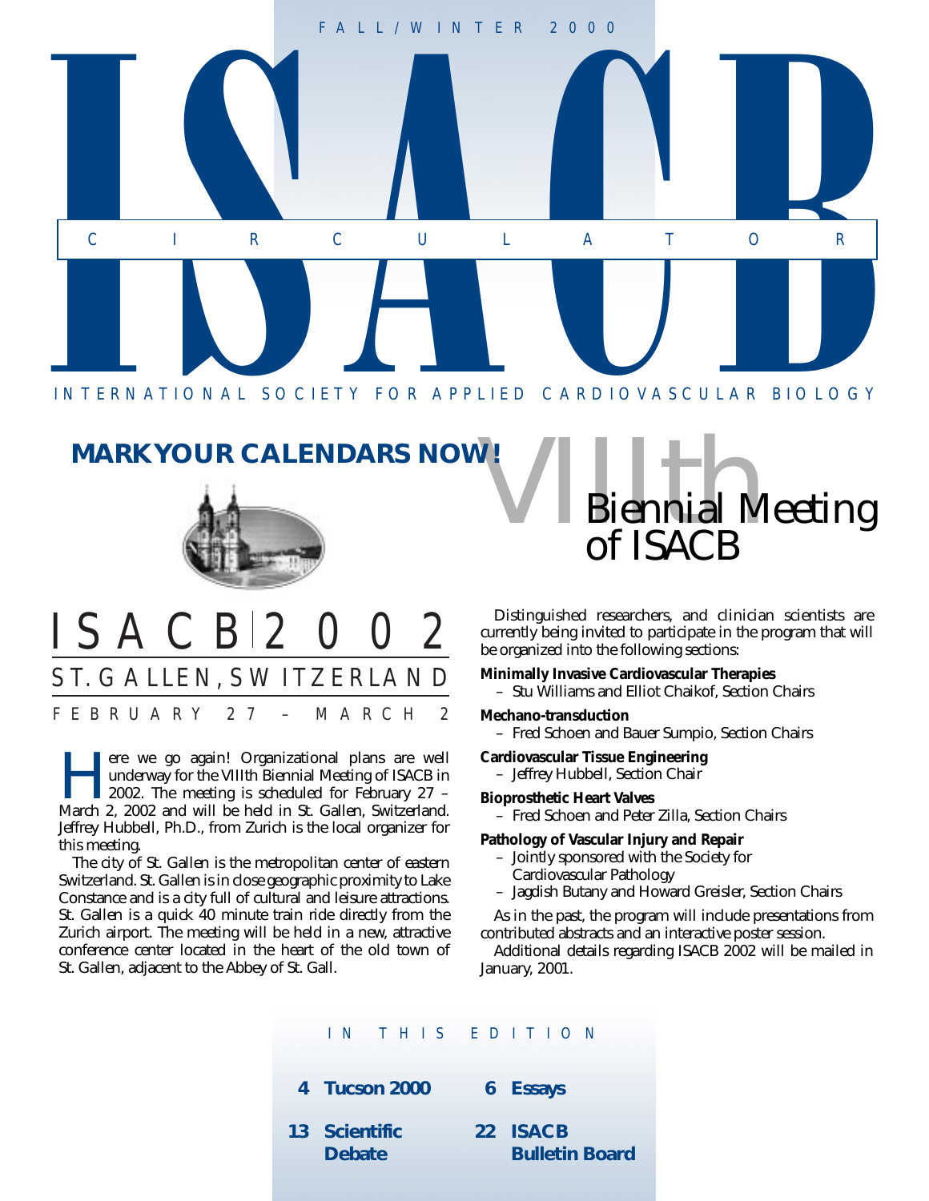FALL/WINTER 2000

# ISACB

CIRCULATOR

INTERNATIONAL SOCIETY FOR APPLIED CARDIOVASCULAR BIOLOGY

## MARK YOUR CALENDARS NOW!

# ISACB 2002

## ST. GALLEN, SWITZERLAND

FEBRUARY 27 – MARCH 2

Here we go again! Organizational plans are well underway for the VIIIth Biennial Meeting of ISACB in 2002. The meeting is scheduled for February 27 – March 2, 2002 and will be held in St. Gallen, Switzerland. Jeffrey Hubbell, Ph.D., from Zurich is the local organizer for this meeting.

The city of St. Gallen is the metropolitan center of eastern Switzerland. St. Gallen is in close geographic proximity to Lake Constance and is a city full of cultural and leisure attractions. St. Gallen is a quick 40 minute train ride directly from the Zurich airport. The meeting will be held in a new, attractive conference center located in the heart of the old town of St. Gallen, adjacent to the Abbey of St. Gall.

## VIIIth Biennial Meeting of ISACB

Distinguished researchers, and clinician scientists are currently being invited to participate in the program that will be organized into the following sections:

**Minimally Invasive Cardiovascular Therapies**
– Stu Williams and Elliot Chaikof, Section Chairs

**Mechano-transduction**
– Fred Schoen and Bauer Sumpio, Section Chairs

**Cardiovascular Tissue Engineering**
– Jeffrey Hubbell, Section Chair

**Bioprosthetic Heart Valves**
– Fred Schoen and Peter Zilla, Section Chairs

**Pathology of Vascular Injury and Repair**
– Jointly sponsored with the Society for Cardiovascular Pathology
– Jagdish Butany and Howard Greisler, Section Chairs

As in the past, the program will include presentations from contributed abstracts and an interactive poster session.

Additional details regarding ISACB 2002 will be mailed in January, 2001.

### IN THIS EDITION

- **4 Tucson 2000**
- **6 Essays**
- **13 Scientific Debate**
- **22 ISACB Bulletin Board**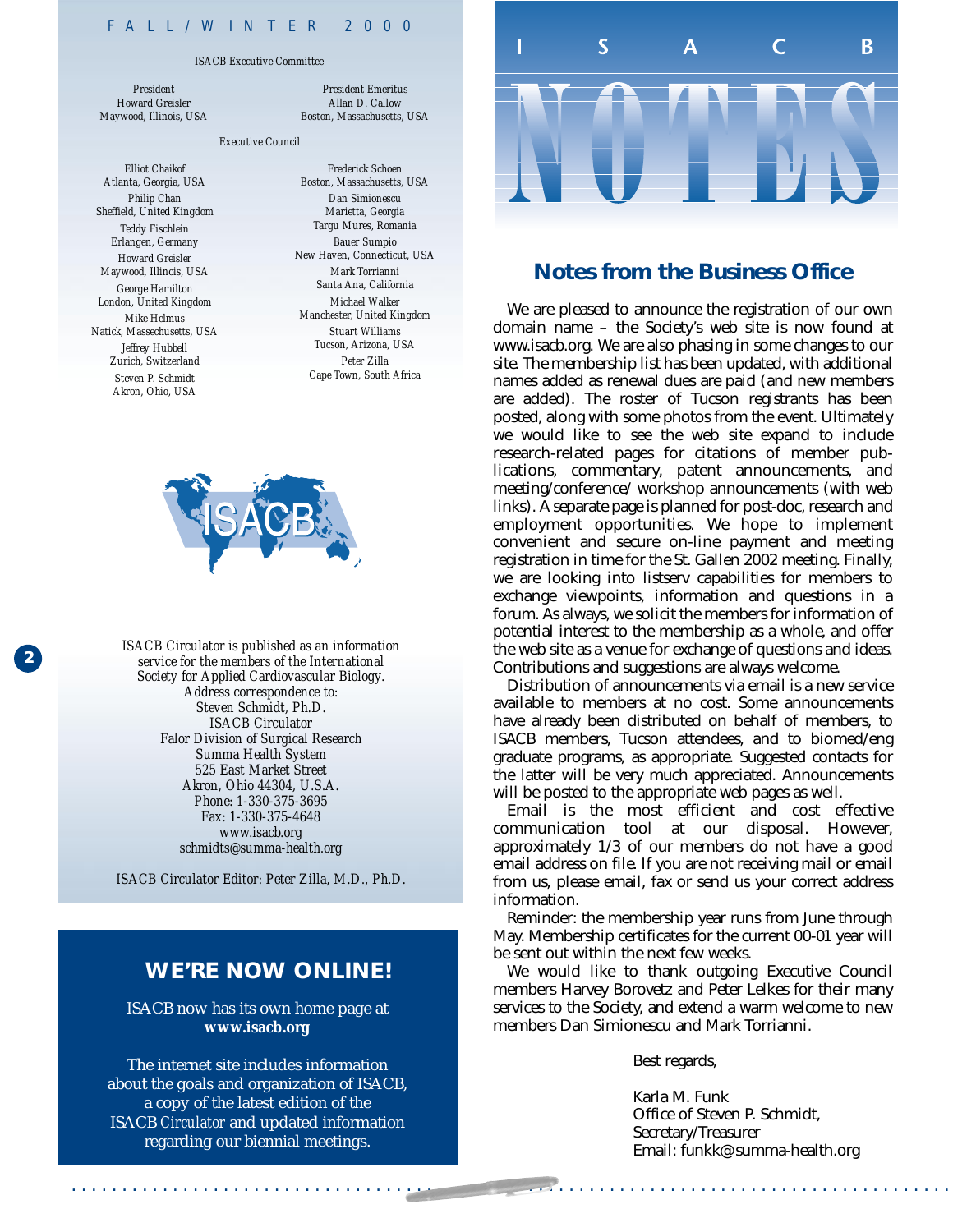FALL/WINTER 2000

ISACB Executive Committee

President
Howard Greisler
Maywood, Illinois, USA

President Emeritus
Allan D. Callow
Boston, Massachusetts, USA

Executive Council

Elliot Chaikof
Atlanta, Georgia, USA

Philip Chan
Sheffield, United Kingdom

Teddy Fischlein
Erlangen, Germany

Howard Greisler
Maywood, Illinois, USA

George Hamilton
London, United Kingdom

Mike Helmus
Natick, Massechusetts, USA

Jeffrey Hubbell
Zurich, Switzerland

Steven P. Schmidt
Akron, Ohio, USA

Frederick Schoen
Boston, Massachusetts, USA

Dan Simionescu
Marietta, Georgia
Targu Mures, Romania

Bauer Sumpio
New Haven, Connecticut, USA

Mark Torrianni
Santa Ana, California

Michael Walker
Manchester, United Kingdom

Stuart Williams
Tucson, Arizona, USA

Peter Zilla
Cape Town, South Africa

ISACB Circulator is published as an information service for the members of the International Society for Applied Cardiovascular Biology.
Address correspondence to:
Steven Schmidt, Ph.D.
ISACB Circulator
Falor Division of Surgical Research
Summa Health System
525 East Market Street
Akron, Ohio 44304, U.S.A.
Phone: 1-330-375-3695
Fax: 1-330-375-4648
www.isacb.org
schmidts@summa-health.org

ISACB Circulator Editor: Peter Zilla, M.D., Ph.D.

## WE'RE NOW ONLINE!

ISACB now has its own home page at **www.isacb.org**

The internet site includes information about the goals and organization of ISACB, a copy of the latest edition of the ISACB *Circulator* and updated information regarding our biennial meetings.

# ISACB NOTES

## Notes from the Business Office

We are pleased to announce the registration of our own domain name – the Society's web site is now found at www.isacb.org. We are also phasing in some changes to our site. The membership list has been updated, with additional names added as renewal dues are paid (and new members are added). The roster of Tucson registrants has been posted, along with some photos from the event. Ultimately we would like to see the web site expand to include research-related pages for citations of member publications, commentary, patent announcements, and meeting/conference/ workshop announcements (with web links). A separate page is planned for post-doc, research and employment opportunities. We hope to implement convenient and secure on-line payment and meeting registration in time for the St. Gallen 2002 meeting. Finally, we are looking into listserv capabilities for members to exchange viewpoints, information and questions in a forum. As always, we solicit the members for information of potential interest to the membership as a whole, and offer the web site as a venue for exchange of questions and ideas. Contributions and suggestions are always welcome.

Distribution of announcements via email is a new service available to members at no cost. Some announcements have already been distributed on behalf of members, to ISACB members, Tucson attendees, and to biomed/eng graduate programs, as appropriate. Suggested contacts for the latter will be very much appreciated. Announcements will be posted to the appropriate web pages as well.

Email is the most efficient and cost effective communication tool at our disposal. However, approximately 1/3 of our members do not have a good email address on file. If you are not receiving mail or email from us, please email, fax or send us your correct address information.

Reminder: the membership year runs from June through May. Membership certificates for the current 00-01 year will be sent out within the next few weeks.

We would like to thank outgoing Executive Council members Harvey Borovetz and Peter Lelkes for their many services to the Society, and extend a warm welcome to new members Dan Simionescu and Mark Torrianni.

Best regards,

Karla M. Funk
Office of Steven P. Schmidt,
Secretary/Treasurer
Email: funkk@summa-health.org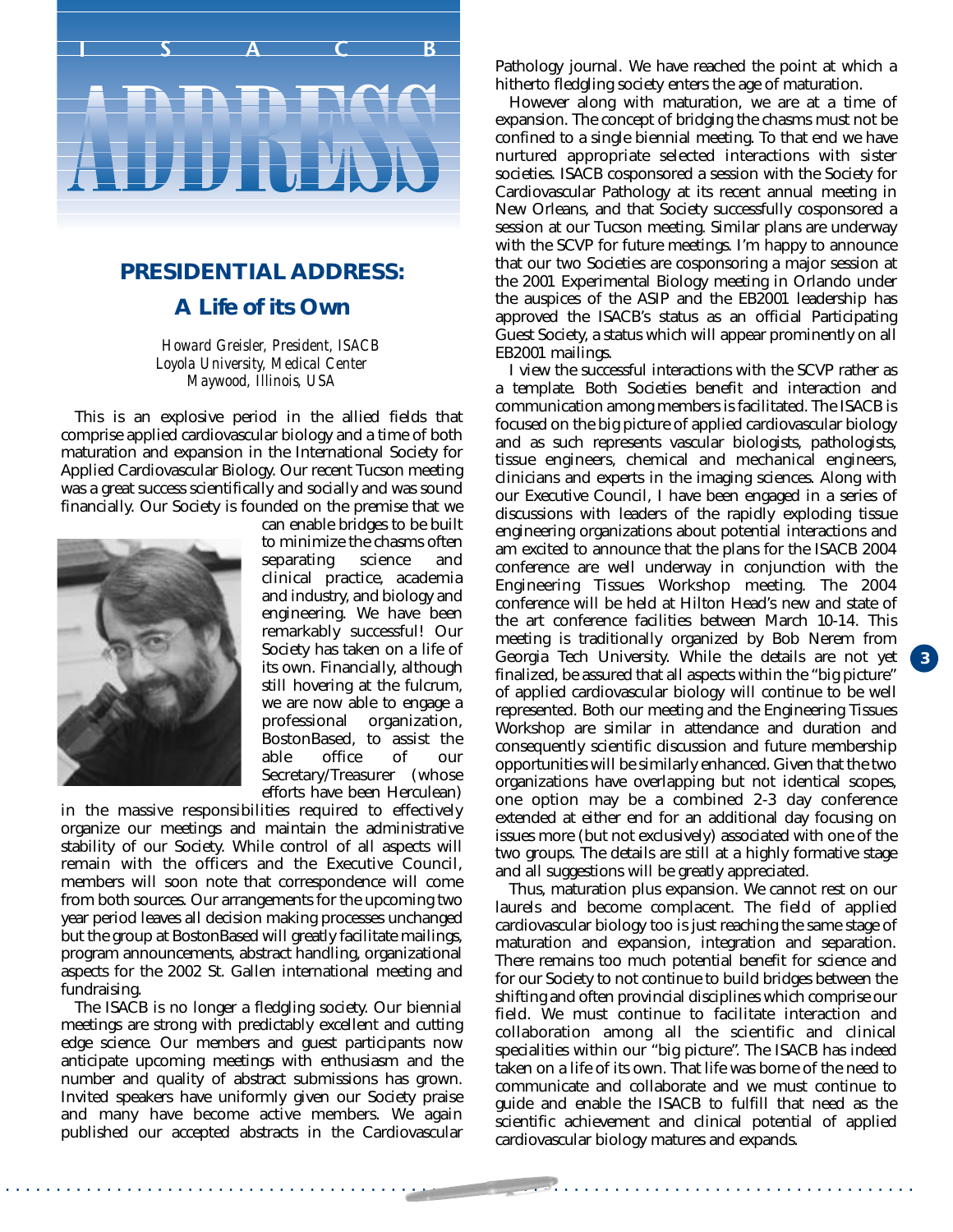I S A C B

# ADDRESS

## PRESIDENTIAL ADDRESS:

## A Life of its Own

*Howard Greisler, President, ISACB*
*Loyola University, Medical Center*
*Maywood, Illinois, USA*

This is an explosive period in the allied fields that comprise applied cardiovascular biology and a time of both maturation and expansion in the International Society for Applied Cardiovascular Biology. Our recent Tucson meeting was a great success scientifically and socially and was sound financially. Our Society is founded on the premise that we can enable bridges to be built to minimize the chasms often separating science and clinical practice, academia and industry, and biology and engineering. We have been remarkably successful! Our Society has taken on a life of its own. Financially, although still hovering at the fulcrum, we are now able to engage a professional organization, BostonBased, to assist the able office of our Secretary/Treasurer (whose efforts have been Herculean) in the massive responsibilities required to effectively organize our meetings and maintain the administrative stability of our Society. While control of all aspects will remain with the officers and the Executive Council, members will soon note that correspondence will come from both sources. Our arrangements for the upcoming two year period leaves all decision making processes unchanged but the group at BostonBased will greatly facilitate mailings, program announcements, abstract handling, organizational aspects for the 2002 St. Gallen international meeting and fundraising.

The ISACB is no longer a fledgling society. Our biennial meetings are strong with predictably excellent and cutting edge science. Our members and guest participants now anticipate upcoming meetings with enthusiasm and the number and quality of abstract submissions has grown. Invited speakers have uniformly given our Society praise and many have become active members. We again published our accepted abstracts in the Cardiovascular Pathology journal. We have reached the point at which a hitherto fledgling society enters the age of maturation.

However along with maturation, we are at a time of expansion. The concept of bridging the chasms must not be confined to a single biennial meeting. To that end we have nurtured appropriate selected interactions with sister societies. ISACB cosponsored a session with the Society for Cardiovascular Pathology at its recent annual meeting in New Orleans, and that Society successfully cosponsored a session at our Tucson meeting. Similar plans are underway with the SCVP for future meetings. I'm happy to announce that our two Societies are cosponsoring a major session at the 2001 Experimental Biology meeting in Orlando under the auspices of the ASIP and the EB2001 leadership has approved the ISACB's status as an official Participating Guest Society, a status which will appear prominently on all EB2001 mailings.

I view the successful interactions with the SCVP rather as a template. Both Societies benefit and interaction and communication among members is facilitated. The ISACB is focused on the big picture of applied cardiovascular biology and as such represents vascular biologists, pathologists, tissue engineers, chemical and mechanical engineers, clinicians and experts in the imaging sciences. Along with our Executive Council, I have been engaged in a series of discussions with leaders of the rapidly exploding tissue engineering organizations about potential interactions and am excited to announce that the plans for the ISACB 2004 conference are well underway in conjunction with the Engineering Tissues Workshop meeting. The 2004 conference will be held at Hilton Head's new and state of the art conference facilities between March 10-14. This meeting is traditionally organized by Bob Nerem from Georgia Tech University. While the details are not yet finalized, be assured that all aspects within the "big picture" of applied cardiovascular biology will continue to be well represented. Both our meeting and the Engineering Tissues Workshop are similar in attendance and duration and consequently scientific discussion and future membership opportunities will be similarly enhanced. Given that the two organizations have overlapping but not identical scopes, one option may be a combined 2-3 day conference extended at either end for an additional day focusing on issues more (but not exclusively) associated with one of the two groups. The details are still at a highly formative stage and all suggestions will be greatly appreciated.

Thus, maturation plus expansion. We cannot rest on our laurels and become complacent. The field of applied cardiovascular biology too is just reaching the same stage of maturation and expansion, integration and separation. There remains too much potential benefit for science and for our Society to not continue to build bridges between the shifting and often provincial disciplines which comprise our field. We must continue to facilitate interaction and collaboration among all the scientific and clinical specialities within our "big picture". The ISACB has indeed taken on a life of its own. That life was borne of the need to communicate and collaborate and we must continue to guide and enable the ISACB to fulfill that need as the scientific achievement and clinical potential of applied cardiovascular biology matures and expands.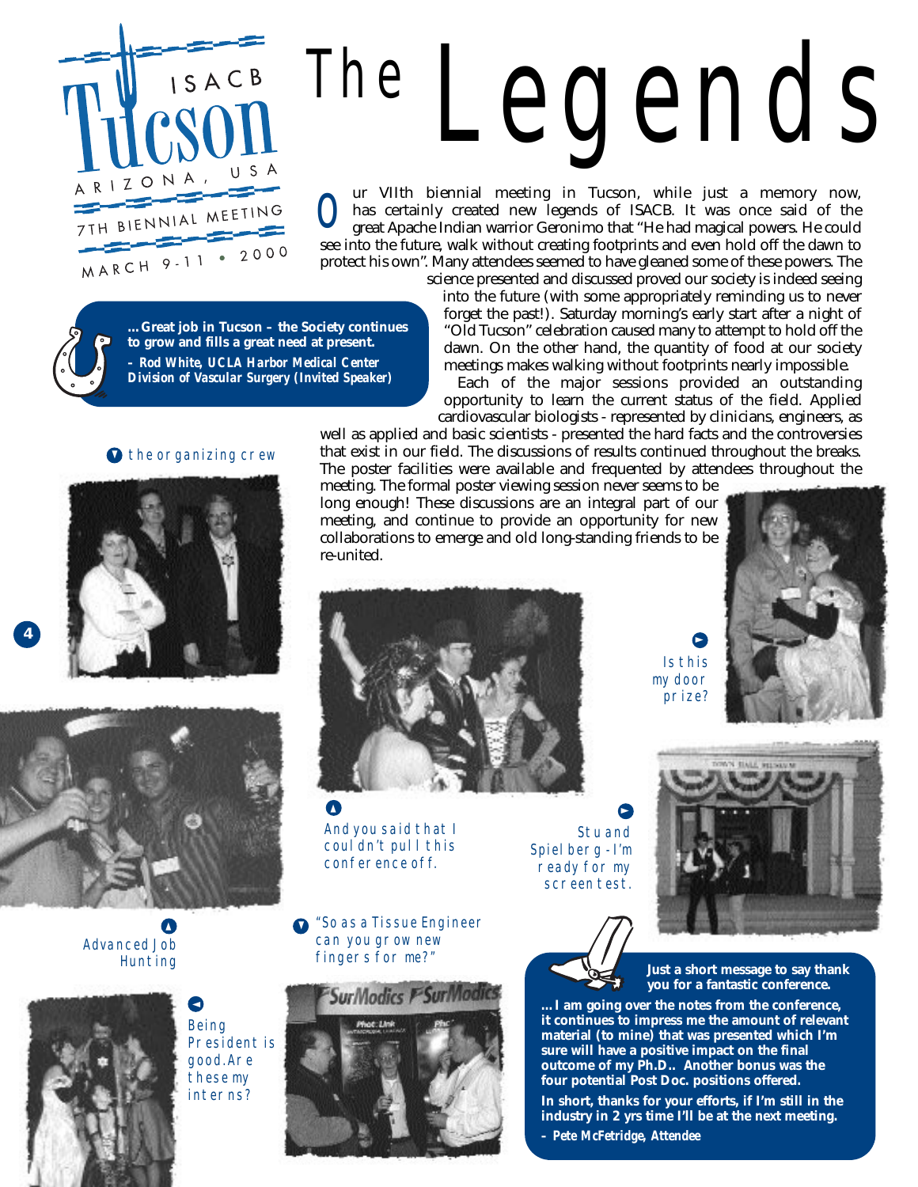ISACB
Tucson
ARIZONA, USA
7TH BIENNIAL MEETING
MARCH 9-11 • 2000

# The Legends

Our VIIth biennial meeting in Tucson, while just a memory now, has certainly created new legends of ISACB. It was once said of the great Apache Indian warrior Geronimo that "He had magical powers. He could see into the future, walk without creating footprints and even hold off the dawn to protect his own". Many attendees seemed to have gleaned some of these powers. The science presented and discussed proved our society is indeed seeing into the future (with some appropriately reminding us to never forget the past!). Saturday morning's early start after a night of "Old Tucson" celebration caused many to attempt to hold off the dawn. On the other hand, the quantity of food at our society meetings makes walking without footprints nearly impossible.

Each of the major sessions provided an outstanding opportunity to learn the current status of the field. Applied cardiovascular biologists - represented by clinicians, engineers, as well as applied and basic scientists - presented the hard facts and the controversies that exist in our field. The discussions of results continued throughout the breaks. The poster facilities were available and frequented by attendees throughout the meeting. The formal poster viewing session never seems to be long enough! These discussions are an integral part of our meeting, and continue to provide an opportunity for new collaborations to emerge and old long-standing friends to be re-united.

**...Great job in Tucson – the Society continues to grow and fills a great need at present.**
***– Rod White, UCLA Harbor Medical Center Division of Vascular Surgery (Invited Speaker)***

the organizing crew

Is this my door prize?

And you said that I couldn't pull this conference off.

Stu and Spielberg - I'm ready for my screen test.

Advanced Job Hunting

"So as a Tissue Engineer can you grow new fingers for me?"

Being President is good. Are these my interns?

**Just a short message to say thank you for a fantastic conference.**

**...I am going over the notes from the conference, it continues to impress me the amount of relevant material (to mine) that was presented which I'm sure will have a positive impact on the final outcome of my Ph.D.. Another bonus was the four potential Post Doc. positions offered.**

**In short, thanks for your efforts, if I'm still in the industry in 2 yrs time I'll be at the next meeting.**

***– Pete McFetridge, Attendee***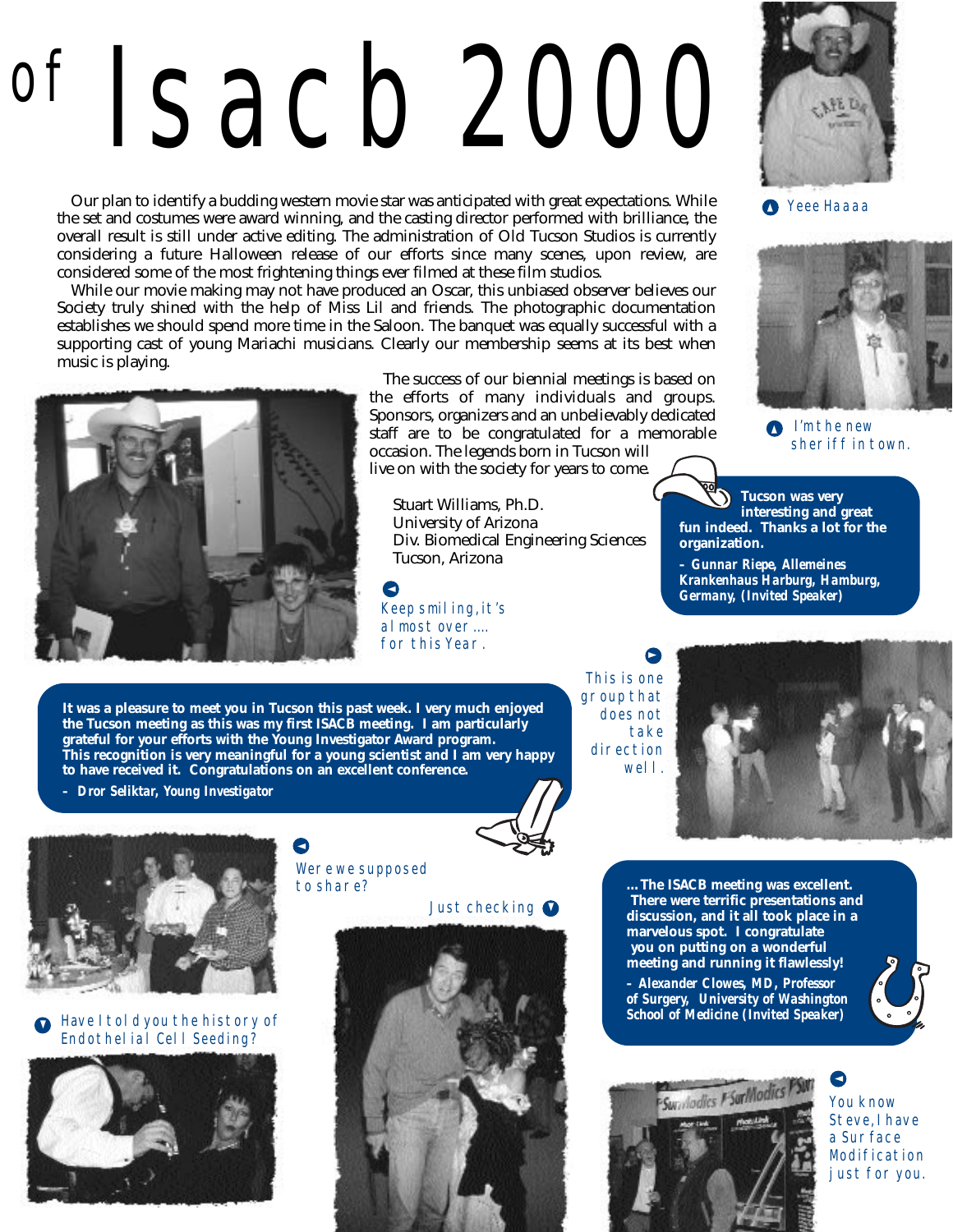# of Isacb 2000

Our plan to identify a budding western movie star was anticipated with great expectations. While the set and costumes were award winning, and the casting director performed with brilliance, the overall result is still under active editing. The administration of Old Tucson Studios is currently considering a future Halloween release of our efforts since many scenes, upon review, are considered some of the most frightening things ever filmed at these film studios.

While our movie making may not have produced an Oscar, this unbiased observer believes our Society truly shined with the help of Miss Lil and friends. The photographic documentation establishes we should spend more time in the Saloon. The banquet was equally successful with a supporting cast of young Mariachi musicians. Clearly our membership seems at its best when music is playing.

The success of our biennial meetings is based on the efforts of many individuals and groups. Sponsors, organizers and an unbelievably dedicated staff are to be congratulated for a memorable occasion. The legends born in Tucson will live on with the society for years to come.

Stuart Williams, Ph.D.
University of Arizona
Div. Biomedical Engineering Sciences
Tucson, Arizona

Yeee Haaaa

I'm the new sheriff in town.

**Tucson was very interesting and great fun indeed. Thanks a lot for the organization.**

***– Gunnar Riepe, Allemeines Krankenhaus Harburg, Hamburg, Germany, (Invited Speaker)***

Keep smiling, it's almost over.... for this Year.

This is one group that does not take direction well.

**It was a pleasure to meet you in Tucson this past week. I very much enjoyed the Tucson meeting as this was my first ISACB meeting. I am particularly grateful for your efforts with the Young Investigator Award program. This recognition is very meaningful for a young scientist and I am very happy to have received it. Congratulations on an excellent conference.**

***– Dror Seliktar, Young Investigator***

Were we supposed to share?

Just checking

**...The ISACB meeting was excellent. There were terrific presentations and discussion, and it all took place in a marvelous spot. I congratulate you on putting on a wonderful meeting and running it flawlessly!**

***– Alexander Clowes, MD, Professor of Surgery, University of Washington School of Medicine (Invited Speaker)***

Have I told you the history of Endothelial Cell Seeding?

You know Steve, I have a Surface Modification just for you.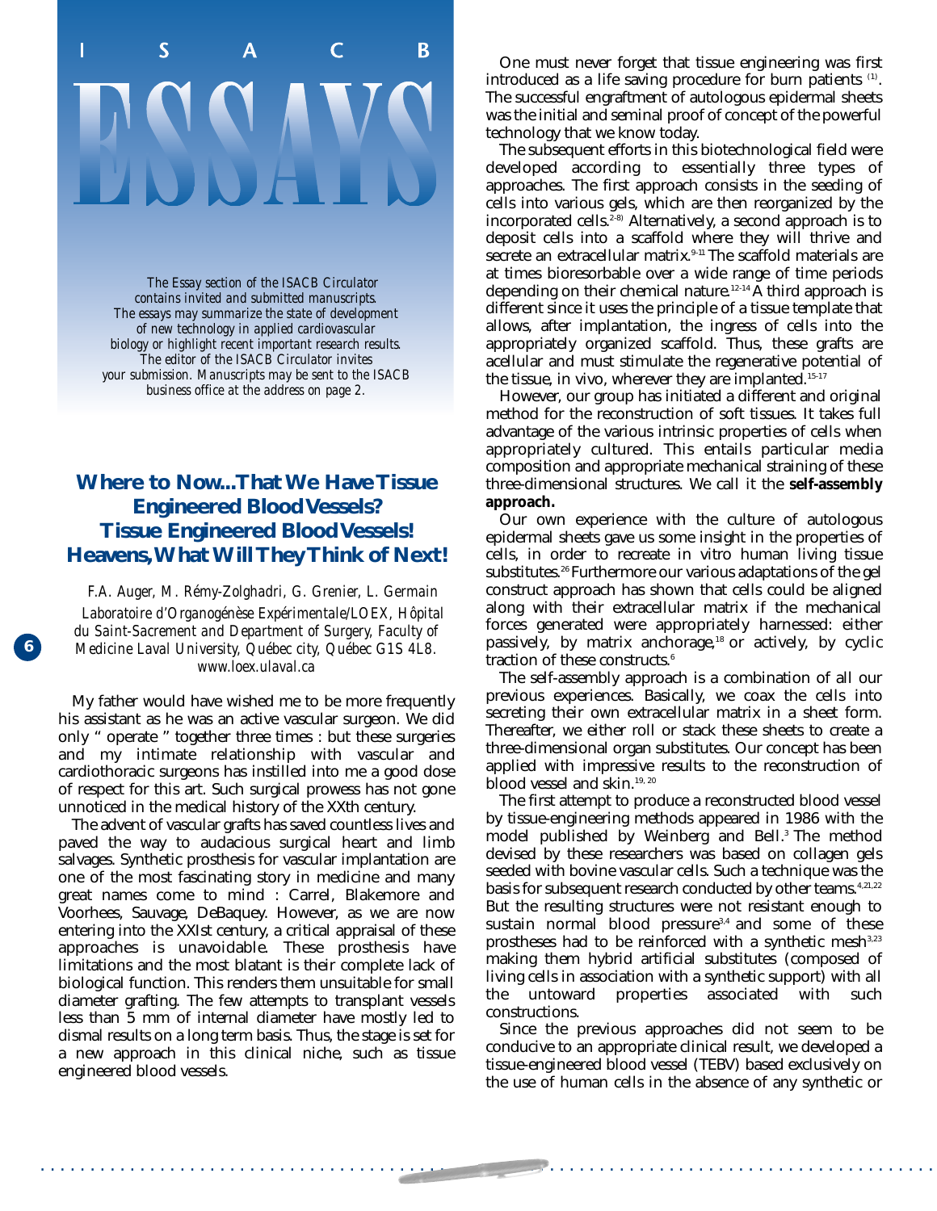# ISACB ESSAYS

*The Essay section of the ISACB Circulator contains invited and submitted manuscripts. The essays may summarize the state of development of new technology in applied cardiovascular biology or highlight recent important research results. The editor of the ISACB Circulator invites your submission. Manuscripts may be sent to the ISACB business office at the address on page 2.*

## Where to Now...That We Have Tissue Engineered Blood Vessels? Tissue Engineered Blood Vessels! Heavens, What Will They Think of Next!

*F.A. Auger, M. Rémy-Zolghadri, G. Grenier, L. Germain*
*Laboratoire d'Organogénèse Expérimentale/LOEX, Hôpital du Saint-Sacrement and Department of Surgery, Faculty of Medicine Laval University, Québec city, Québec G1S 4L8.*
*www.loex.ulaval.ca*

My father would have wished me to be more frequently his assistant as he was an active vascular surgeon. We did only " operate " together three times : but these surgeries and my intimate relationship with vascular and cardiothoracic surgeons has instilled into me a good dose of respect for this art. Such surgical prowess has not gone unnoticed in the medical history of the XXth century.

The advent of vascular grafts has saved countless lives and paved the way to audacious surgical heart and limb salvages. Synthetic prosthesis for vascular implantation are one of the most fascinating story in medicine and many great names come to mind : Carrel, Blakemore and Voorhees, Sauvage, DeBaquey. However, as we are now entering into the XXIst century, a critical appraisal of these approaches is unavoidable. These prosthesis have limitations and the most blatant is their complete lack of biological function. This renders them unsuitable for small diameter grafting. The few attempts to transplant vessels less than 5 mm of internal diameter have mostly led to dismal results on a long term basis. Thus, the stage is set for a new approach in this clinical niche, such as tissue engineered blood vessels.

One must never forget that tissue engineering was first introduced as a life saving procedure for burn patients [(1)]. The successful engraftment of autologous epidermal sheets was the initial and seminal proof of concept of the powerful technology that we know today.

The subsequent efforts in this biotechnological field were developed according to essentially three types of approaches. The first approach consists in the seeding of cells into various gels, which are then reorganized by the incorporated cells.[2-8)] Alternatively, a second approach is to deposit cells into a scaffold where they will thrive and secrete an extracellular matrix.[9-11] The scaffold materials are at times bioresorbable over a wide range of time periods depending on their chemical nature.[12-14] A third approach is different since it uses the principle of a tissue template that allows, after implantation, the ingress of cells into the appropriately organized scaffold. Thus, these grafts are acellular and must stimulate the regenerative potential of the tissue, in vivo, wherever they are implanted.[15-17]

However, our group has initiated a different and original method for the reconstruction of soft tissues. It takes full advantage of the various intrinsic properties of cells when appropriately cultured. This entails particular media composition and appropriate mechanical straining of these three-dimensional structures. We call it the **self-assembly approach.**

Our own experience with the culture of autologous epidermal sheets gave us some insight in the properties of cells, in order to recreate in vitro human living tissue substitutes.[26] Furthermore our various adaptations of the gel construct approach has shown that cells could be aligned along with their extracellular matrix if the mechanical forces generated were appropriately harnessed: either passively, by matrix anchorage,[18] or actively, by cyclic traction of these constructs.[6]

The self-assembly approach is a combination of all our previous experiences. Basically, we coax the cells into secreting their own extracellular matrix in a sheet form. Thereafter, we either roll or stack these sheets to create a three-dimensional organ substitutes. Our concept has been applied with impressive results to the reconstruction of blood vessel and skin.[19, 20]

The first attempt to produce a reconstructed blood vessel by tissue-engineering methods appeared in 1986 with the model published by Weinberg and Bell.[3] The method devised by these researchers was based on collagen gels seeded with bovine vascular cells. Such a technique was the basis for subsequent research conducted by other teams.[4,21,22] But the resulting structures were not resistant enough to sustain normal blood pressure[3,4] and some of these prostheses had to be reinforced with a synthetic mesh[3,23] making them hybrid artificial substitutes (composed of living cells in association with a synthetic support) with all the untoward properties associated with such constructions.

Since the previous approaches did not seem to be conducive to an appropriate clinical result, we developed a tissue-engineered blood vessel (TEBV) based exclusively on the use of human cells in the absence of any synthetic or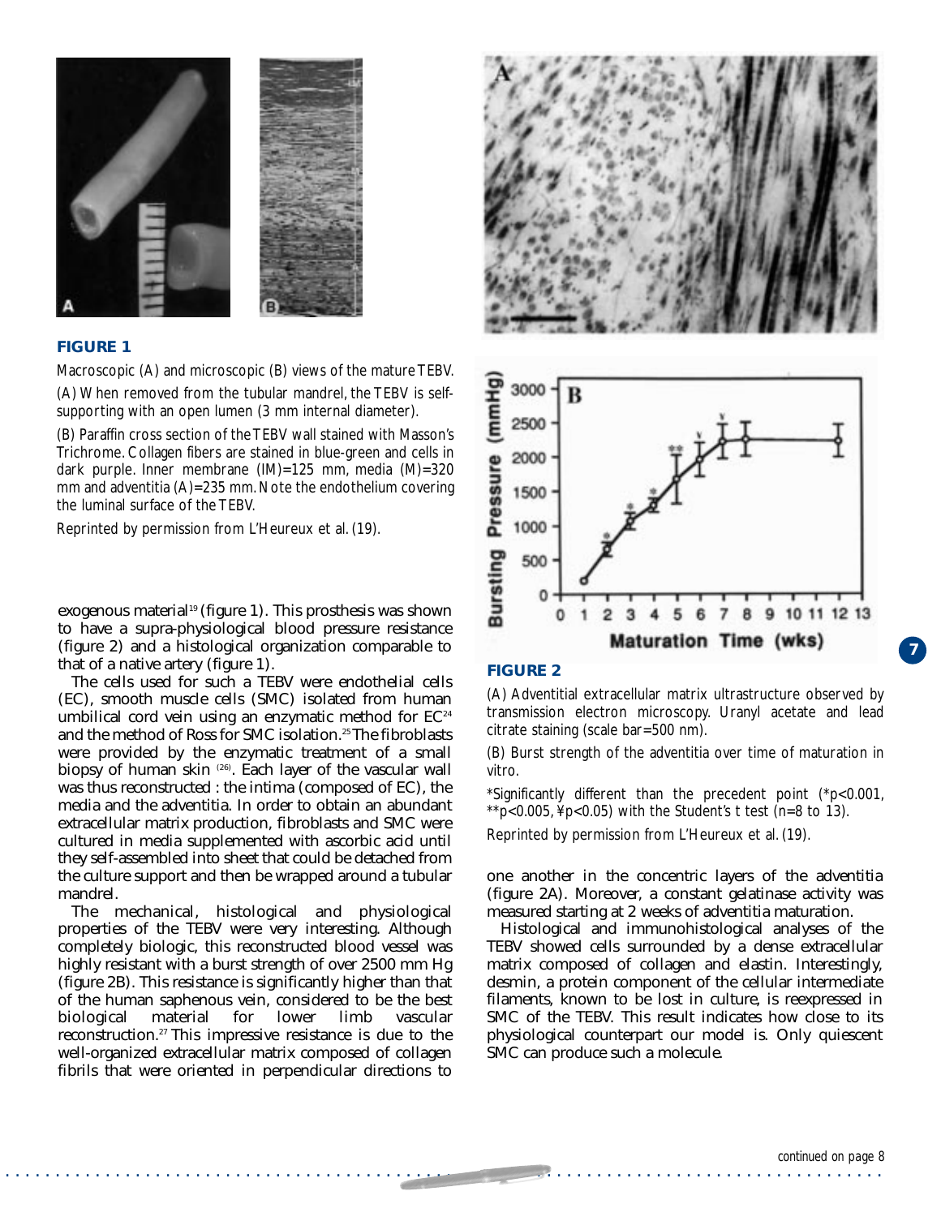**FIGURE 1**

Macroscopic (A) and microscopic (B) views of the mature TEBV.

(A) When removed from the tubular mandrel, the TEBV is self-supporting with an open lumen (3 mm internal diameter).

(B) Paraffin cross section of the TEBV wall stained with Masson's Trichrome. Collagen fibers are stained in blue-green and cells in dark purple. Inner membrane (IM)=125 mm, media (M)=320 mm and adventitia (A)=235 mm. Note the endothelium covering the luminal surface of the TEBV.

Reprinted by permission from L'Heureux et al. (19).

exogenous material[19] (figure 1). This prosthesis was shown to have a supra-physiological blood pressure resistance (figure 2) and a histological organization comparable to that of a native artery (figure 1).

The cells used for such a TEBV were endothelial cells (EC), smooth muscle cells (SMC) isolated from human umbilical cord vein using an enzymatic method for EC[24] and the method of Ross for SMC isolation.[25] The fibroblasts were provided by the enzymatic treatment of a small biopsy of human skin [26]. Each layer of the vascular wall was thus reconstructed : the intima (composed of EC), the media and the adventitia. In order to obtain an abundant extracellular matrix production, fibroblasts and SMC were cultured in media supplemented with ascorbic acid until they self-assembled into sheet that could be detached from the culture support and then be wrapped around a tubular mandrel.

The mechanical, histological and physiological properties of the TEBV were very interesting. Although completely biologic, this reconstructed blood vessel was highly resistant with a burst strength of over 2500 mm Hg (figure 2B). This resistance is significantly higher than that of the human saphenous vein, considered to be the best biological material for lower limb vascular reconstruction.[27] This impressive resistance is due to the well-organized extracellular matrix composed of collagen fibrils that were oriented in perpendicular directions to one another in the concentric layers of the adventitia (figure 2A). Moreover, a constant gelatinase activity was measured starting at 2 weeks of adventitia maturation.

Histological and immunohistological analyses of the TEBV showed cells surrounded by a dense extracellular matrix composed of collagen and elastin. Interestingly, desmin, a protein component of the cellular intermediate filaments, known to be lost in culture, is reexpressed in SMC of the TEBV. This result indicates how close to its physiological counterpart our model is. Only quiescent SMC can produce such a molecule.

**FIGURE 2**

(A) Adventitial extracellular matrix ultrastructure observed by transmission electron microscopy. Uranyl acetate and lead citrate staining (scale bar=500 nm).

(B) Burst strength of the adventitia over time of maturation in vitro.

*Significantly different than the precedent point (*$p<0.001$, **$p<0.005$, ¥$p<0.05$) with the Student's t test (n=8 to 13).

Reprinted by permission from L'Heureux et al. (19).

*continued on page 8*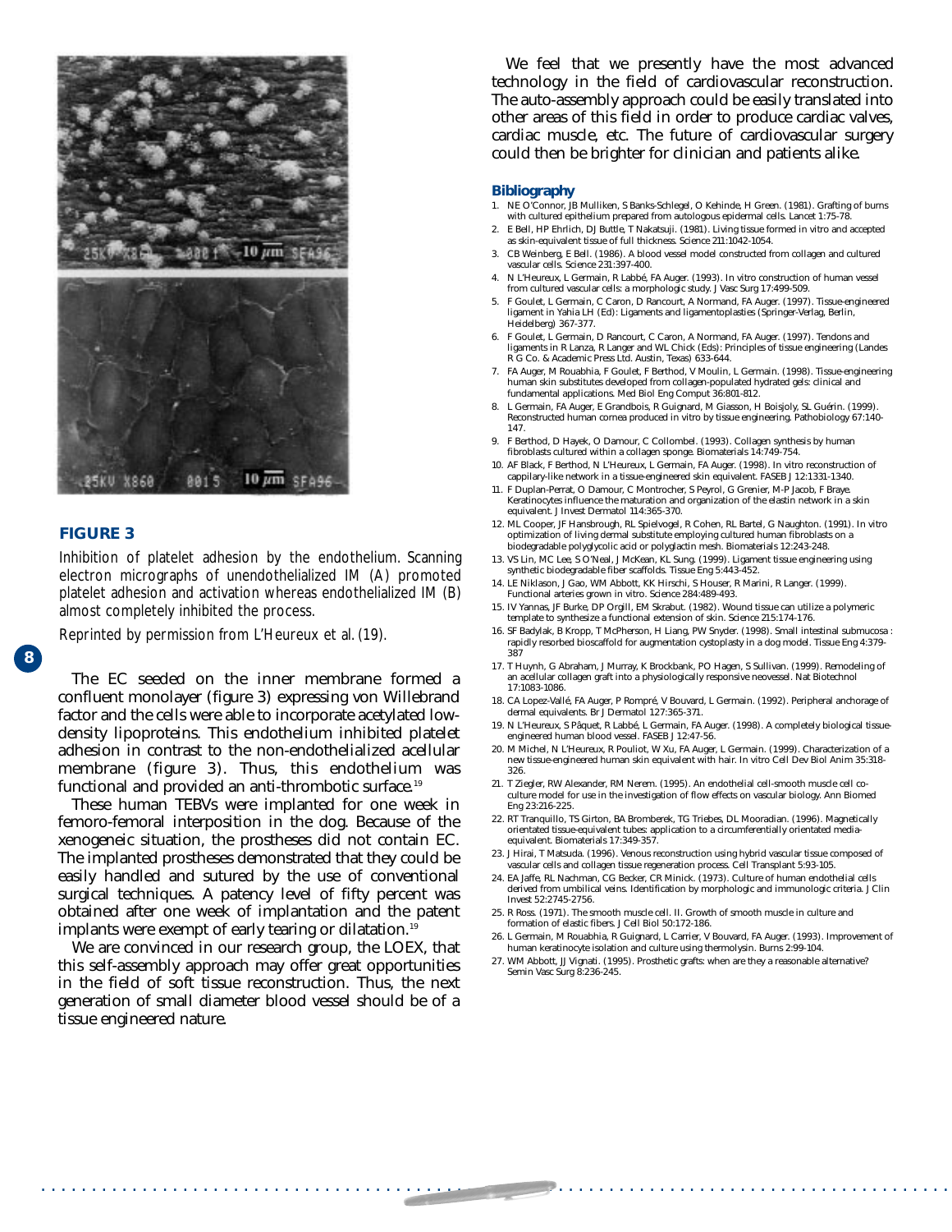**FIGURE 3**

*Inhibition of platelet adhesion by the endothelium. Scanning electron micrographs of unendothelialized IM (A) promoted platelet adhesion and activation whereas endothelialized IM (B) almost completely inhibited the process.*

*Reprinted by permission from L'Heureux et al. (19).*

The EC seeded on the inner membrane formed a confluent monolayer (figure 3) expressing von Willebrand factor and the cells were able to incorporate acetylated low-density lipoproteins. This endothelium inhibited platelet adhesion in contrast to the non-endothelialized acellular membrane (figure 3). Thus, this endothelium was functional and provided an anti-thrombotic surface.[19]

These human TEBVs were implanted for one week in femoro-femoral interposition in the dog. Because of the xenogeneic situation, the prostheses did not contain EC. The implanted prostheses demonstrated that they could be easily handled and sutured by the use of conventional surgical techniques. A patency level of fifty percent was obtained after one week of implantation and the patent implants were exempt of early tearing or dilatation.[19]

We are convinced in our research group, the LOEX, that this self-assembly approach may offer great opportunities in the field of soft tissue reconstruction. Thus, the next generation of small diameter blood vessel should be of a tissue engineered nature.

We feel that we presently have the most advanced technology in the field of cardiovascular reconstruction. The auto-assembly approach could be easily translated into other areas of this field in order to produce cardiac valves, cardiac muscle, etc. The future of cardiovascular surgery could then be brighter for clinician and patients alike.

## Bibliography

1. NE O'Connor, JB Mulliken, S Banks-Schlegel, O Kehinde, H Green. (1981). Grafting of burns with cultured epithelium prepared from autologous epidermal cells. Lancet 1:75-78.
2. E Bell, HP Ehrlich, DJ Buttle, T Nakatsuji. (1981). Living tissue formed in vitro and accepted as skin-equivalent tissue of full thickness. Science 211:1042-1054.
3. CB Weinberg, E Bell. (1986). A blood vessel model constructed from collagen and cultured vascular cells. Science 231:397-400.
4. N L'Heureux, L Germain, R Labbé, FA Auger. (1993). In vitro construction of human vessel from cultured vascular cells: a morphologic study. J Vasc Surg 17:499-509.
5. F Goulet, L Germain, C Caron, D Rancourt, A Normand, FA Auger. (1997). Tissue-engineered ligament in Yahia LH (Ed): Ligaments and ligamentoplasties (Springer-Verlag, Berlin, Heidelberg) 367-377.
6. F Goulet, L Germain, D Rancourt, C Caron, A Normand, FA Auger. (1997). Tendons and ligaments in R Lanza, R Langer and WL Chick (Eds): Principles of tissue engineering (Landes R G Co. & Academic Press Ltd. Austin, Texas) 633-644.
7. FA Auger, M Rouabhia, F Goulet, F Berthod, V Moulin, L Germain. (1998). Tissue-engineering human skin substitutes developed from collagen-populated hydrated gels: clinical and fundamental applications. Med Biol Eng Comput 36:801-812.
8. L Germain, FA Auger, E Grandbois, R Guignard, M Giasson, H Boisjoly, SL Guérin. (1999). Reconstructed human cornea produced in vitro by tissue engineering. Pathobiology 67:140-147.
9. F Berthod, D Hayek, O Damour, C Collombel. (1993). Collagen synthesis by human fibroblasts cultured within a collagen sponge. Biomaterials 14:749-754.
10. AF Black, F Berthod, N L'Heureux, L Germain, FA Auger. (1998). In vitro reconstruction of cappilary-like network in a tissue-engineered skin equivalent. FASEB J 12:1331-1340.
11. F Duplan-Perrat, O Damour, C Montrocher, S Peyrol, G Grenier, M-P Jacob, F Braye. Keratinocytes influence the maturation and organization of the elastin network in a skin equivalent. J Invest Dermatol 114:365-370.
12. ML Cooper, JF Hansbrough, RL Spielvogel, R Cohen, RL Bartel, G Naughton. (1991). In vitro optimization of living dermal substitute employing cultured human fibroblasts on a biodegradable polyglycolic acid or polyglactin mesh. Biomaterials 12:243-248.
13. VS Lin, MC Lee, S O'Neal, J McKean, KL Sung. (1999). Ligament tissue engineering using synthetic biodegradable fiber scaffolds. Tissue Eng 5:443-452.
14. LE Niklason, J Gao, WM Abbott, KK Hirschi, S Houser, R Marini, R Langer. (1999). Functional arteries grown in vitro. Science 284:489-493.
15. IV Yannas, JF Burke, DP Orgill, EM Skrabut. (1982). Wound tissue can utilize a polymeric template to synthesize a functional extension of skin. Science 215:174-176.
16. SF Badylak, B Kropp, T McPherson, H Liang, PW Snyder. (1998). Small intestinal submucosa : rapidly resorbed bioscaffold for augmentation cystoplasty in a dog model. Tissue Eng 4:379-387
17. T Huynh, G Abraham, J Murray, K Brockbank, PO Hagen, S Sullivan. (1999). Remodeling of an acellular collagen graft into a physiologically responsive neovessel. Nat Biotechnol 17:1083-1086.
18. CA Lopez-Vallé, FA Auger, P Rompré, V Bouvard, L Germain. (1992). Peripheral anchorage of dermal equivalents. Br J Dermatol 127:365-371.
19. N L'Heureux, S Pâquet, R Labbé, L Germain, FA Auger. (1998). A completely biological tissue-engineered human blood vessel. FASEB J 12:47-56.
20. M Michel, N L'Heureux, R Pouliot, W Xu, FA Auger, L Germain. (1999). Characterization of a new tissue-engineered human skin equivalent with hair. In vitro Cell Dev Biol Anim 35:318-326.
21. T Ziegler, RW Alexander, RM Nerem. (1995). An endothelial cell-smooth muscle cell co-culture model for use in the investigation of flow effects on vascular biology. Ann Biomed Eng 23:216-225.
22. RT Tranquillo, TS Girton, BA Bromberek, TG Triebes, DL Mooradian. (1996). Magnetically orientated tissue-equivalent tubes: application to a circumferentially orientated media-equivalent. Biomaterials 17:349-357.
23. J Hirai, T Matsuda. (1996). Venous reconstruction using hybrid vascular tissue composed of vascular cells and collagen tissue regeneration process. Cell Transplant 5:93-105.
24. EA Jaffe, RL Nachman, CG Becker, CR Minick. (1973). Culture of human endothelial cells derived from umbilical veins. Identification by morphologic and immunologic criteria. J Clin Invest 52:2745-2756.
25. R Ross. (1971). The smooth muscle cell. II. Growth of smooth muscle in culture and formation of elastic fibers. J Cell Biol 50:172-186.
26. L Germain, M Rouabhia, R Guignard, L Carrier, V Bouvard, FA Auger. (1993). Improvement of human keratinocyte isolation and culture using thermolysin. Burns 2:99-104.
27. WM Abbott, JJ Vignati. (1995). Prosthetic grafts: when are they a reasonable alternative? Semin Vasc Surg 8:236-245.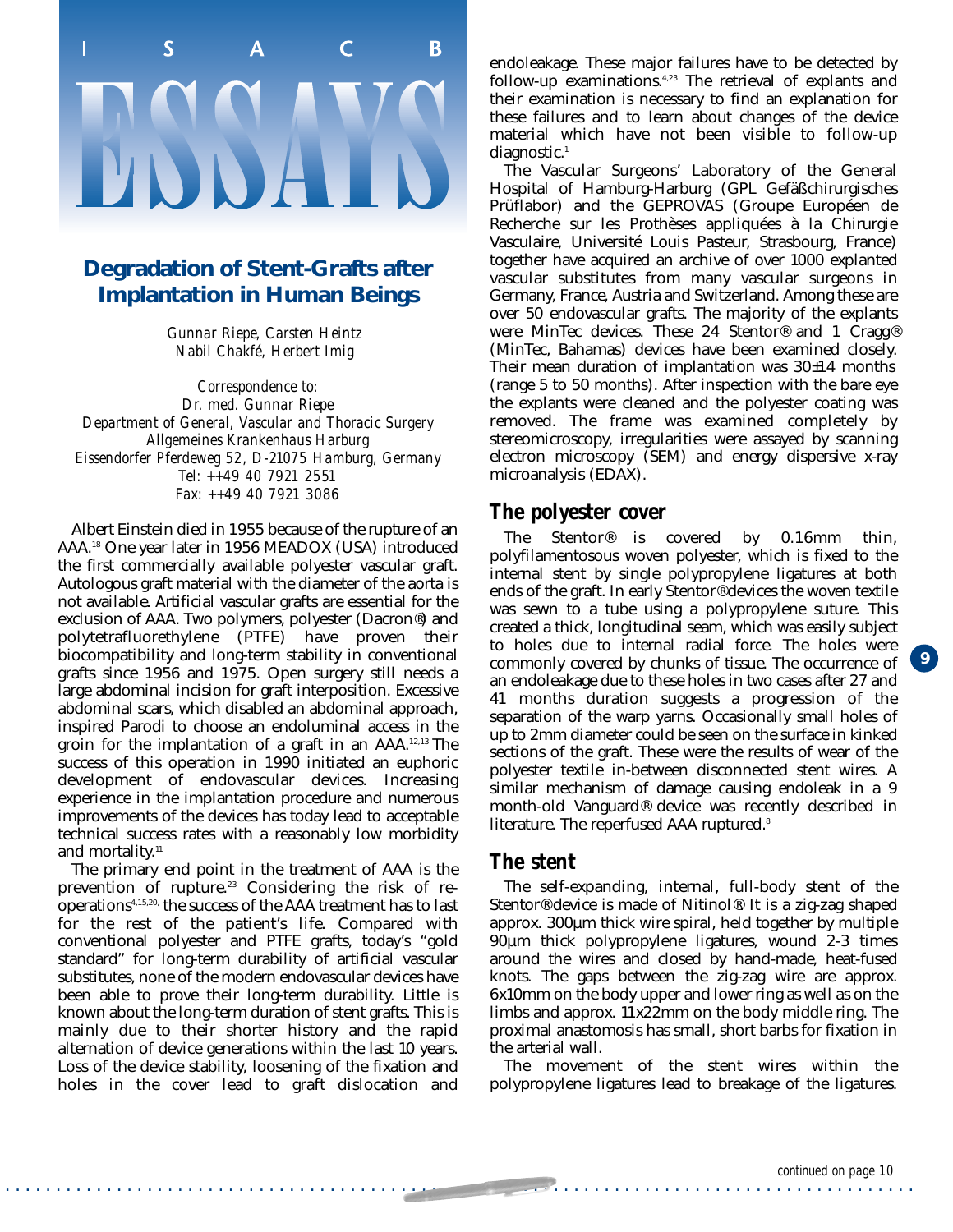I S A C B

# ESSAYS

## Degradation of Stent-Grafts after Implantation in Human Beings

*Gunnar Riepe, Carsten Heintz*
*Nabil Chakfé, Herbert Imig*

*Correspondence to:*
*Dr. med. Gunnar Riepe*
*Department of General, Vascular and Thoracic Surgery*
*Allgemeines Krankenhaus Harburg*
*Eissendorfer Pferdeweg 52, D-21075 Hamburg, Germany*
*Tel: ++49 40 7921 2551*
*Fax: ++49 40 7921 3086*

Albert Einstein died in 1955 because of the rupture of an AAA.[18] One year later in 1956 MEADOX (USA) introduced the first commercially available polyester vascular graft. Autologous graft material with the diameter of the aorta is not available. Artificial vascular grafts are essential for the exclusion of AAA. Two polymers, polyester (Dacron®) and polytetrafluorethylene (PTFE) have proven their biocompatibility and long-term stability in conventional grafts since 1956 and 1975. Open surgery still needs a large abdominal incision for graft interposition. Excessive abdominal scars, which disabled an abdominal approach, inspired Parodi to choose an endoluminal access in the groin for the implantation of a graft in an AAA.[12,13] The success of this operation in 1990 initiated an euphoric development of endovascular devices. Increasing experience in the implantation procedure and numerous improvements of the devices has today lead to acceptable technical success rates with a reasonably low morbidity and mortality.[11]

The primary end point in the treatment of AAA is the prevention of rupture.[23] Considering the risk of re-operations[4,15,20,] the success of the AAA treatment has to last for the rest of the patient's life. Compared with conventional polyester and PTFE grafts, today's "gold standard" for long-term durability of artificial vascular substitutes, none of the modern endovascular devices have been able to prove their long-term durability. Little is known about the long-term duration of stent grafts. This is mainly due to their shorter history and the rapid alternation of device generations within the last 10 years. Loss of the device stability, loosening of the fixation and holes in the cover lead to graft dislocation and endoleakage. These major failures have to be detected by follow-up examinations.[4,23] The retrieval of explants and their examination is necessary to find an explanation for these failures and to learn about changes of the device material which have not been visible to follow-up diagnostic.[1]

The Vascular Surgeons' Laboratory of the General Hospital of Hamburg-Harburg (GPL Gefäßchirurgisches Prüflabor) and the GEPROVAS (Groupe Européen de Recherche sur les Prothèses appliquées à la Chirurgie Vasculaire, Université Louis Pasteur, Strasbourg, France) together have acquired an archive of over 1000 explanted vascular substitutes from many vascular surgeons in Germany, France, Austria and Switzerland. Among these are over 50 endovascular grafts. The majority of the explants were MinTec devices. These 24 Stentor® and 1 Cragg® (MinTec, Bahamas) devices have been examined closely. Their mean duration of implantation was 30±14 months (range 5 to 50 months). After inspection with the bare eye the explants were cleaned and the polyester coating was removed. The frame was examined completely by stereomicroscopy, irregularities were assayed by scanning electron microscopy (SEM) and energy dispersive x-ray microanalysis (EDAX).

### The polyester cover

The Stentor® is covered by 0.16mm thin, polyfilamentosous woven polyester, which is fixed to the internal stent by single polypropylene ligatures at both ends of the graft. In early Stentor® devices the woven textile was sewn to a tube using a polypropylene suture. This created a thick, longitudinal seam, which was easily subject to holes due to internal radial force. The holes were commonly covered by chunks of tissue. The occurrence of an endoleakage due to these holes in two cases after 27 and 41 months duration suggests a progression of the separation of the warp yarns. Occasionally small holes of up to 2mm diameter could be seen on the surface in kinked sections of the graft. These were the results of wear of the polyester textile in-between disconnected stent wires. A similar mechanism of damage causing endoleak in a 9 month-old Vanguard® device was recently described in literature. The reperfused AAA ruptured.[8]

### The stent

The self-expanding, internal, full-body stent of the Stentor® device is made of Nitinol®. It is a zig-zag shaped approx. 300µm thick wire spiral, held together by multiple 90µm thick polypropylene ligatures, wound 2-3 times around the wires and closed by hand-made, heat-fused knots. The gaps between the zig-zag wire are approx. 6x10mm on the body upper and lower ring as well as on the limbs and approx. 11x22mm on the body middle ring. The proximal anastomosis has small, short barbs for fixation in the arterial wall.

The movement of the stent wires within the polypropylene ligatures lead to breakage of the ligatures.

*continued on page 10*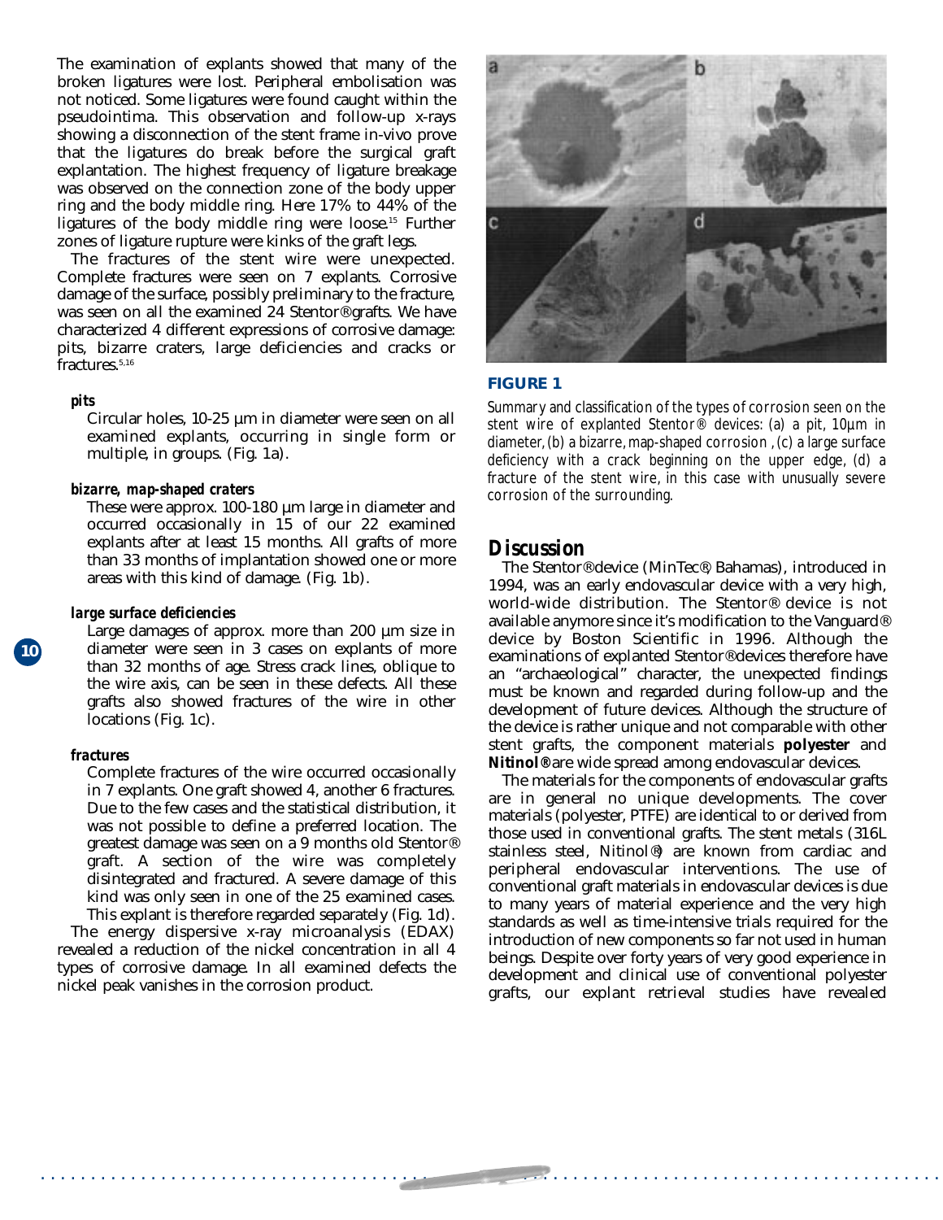The examination of explants showed that many of the broken ligatures were lost. Peripheral embolisation was not noticed. Some ligatures were found caught within the pseudointima. This observation and follow-up x-rays showing a disconnection of the stent frame in-vivo prove that the ligatures do break before the surgical graft explantation. The highest frequency of ligature breakage was observed on the connection zone of the body upper ring and the body middle ring. Here 17% to 44% of the ligatures of the body middle ring were loose.[15] Further zones of ligature rupture were kinks of the graft legs.

The fractures of the stent wire were unexpected. Complete fractures were seen on 7 explants. Corrosive damage of the surface, possibly preliminary to the fracture, was seen on all the examined 24 Stentor® grafts. We have characterized 4 different expressions of corrosive damage: pits, bizarre craters, large deficiencies and cracks or fractures.[5,16]

***pits***

Circular holes, 10-25 µm in diameter were seen on all examined explants, occurring in single form or multiple, in groups. (Fig. 1a).

***bizarre, map-shaped craters***

These were approx. 100-180 µm large in diameter and occurred occasionally in 15 of our 22 examined explants after at least 15 months. All grafts of more than 33 months of implantation showed one or more areas with this kind of damage. (Fig. 1b).

***large surface deficiencies***

Large damages of approx. more than 200 µm size in diameter were seen in 3 cases on explants of more than 32 months of age. Stress crack lines, oblique to the wire axis, can be seen in these defects. All these grafts also showed fractures of the wire in other locations (Fig. 1c).

***fractures***

Complete fractures of the wire occurred occasionally in 7 explants. One graft showed 4, another 6 fractures. Due to the few cases and the statistical distribution, it was not possible to define a preferred location. The greatest damage was seen on a 9 months old Stentor® graft. A section of the wire was completely disintegrated and fractured. A severe damage of this kind was only seen in one of the 25 examined cases. This explant is therefore regarded separately (Fig. 1d).

The energy dispersive x-ray microanalysis (EDAX) revealed a reduction of the nickel concentration in all 4 types of corrosive damage. In all examined defects the nickel peak vanishes in the corrosion product.

**FIGURE 1**

Summary and classification of the types of corrosion seen on the stent wire of explanted Stentor® devices: (a) a pit, 10µm in diameter, (b) a bizarre, map-shaped corrosion , (c) a large surface deficiency with a crack beginning on the upper edge, (d) a fracture of the stent wire, in this case with unusually severe corrosion of the surrounding.

## Discussion

The Stentor® device (MinTec®, Bahamas), introduced in 1994, was an early endovascular device with a very high, world-wide distribution. The Stentor® device is not available anymore since it's modification to the Vanguard® device by Boston Scientific in 1996. Although the examinations of explanted Stentor® devices therefore have an "archaeological" character, the unexpected findings must be known and regarded during follow-up and the development of future devices. Although the structure of the device is rather unique and not comparable with other stent grafts, the component materials **polyester** and **Nitinol®** are wide spread among endovascular devices.

The materials for the components of endovascular grafts are in general no unique developments. The cover materials (polyester, PTFE) are identical to or derived from those used in conventional grafts. The stent metals (316L stainless steel, Nitinol®) are known from cardiac and peripheral endovascular interventions. The use of conventional graft materials in endovascular devices is due to many years of material experience and the very high standards as well as time-intensive trials required for the introduction of new components so far not used in human beings. Despite over forty years of very good experience in development and clinical use of conventional polyester grafts, our explant retrieval studies have revealed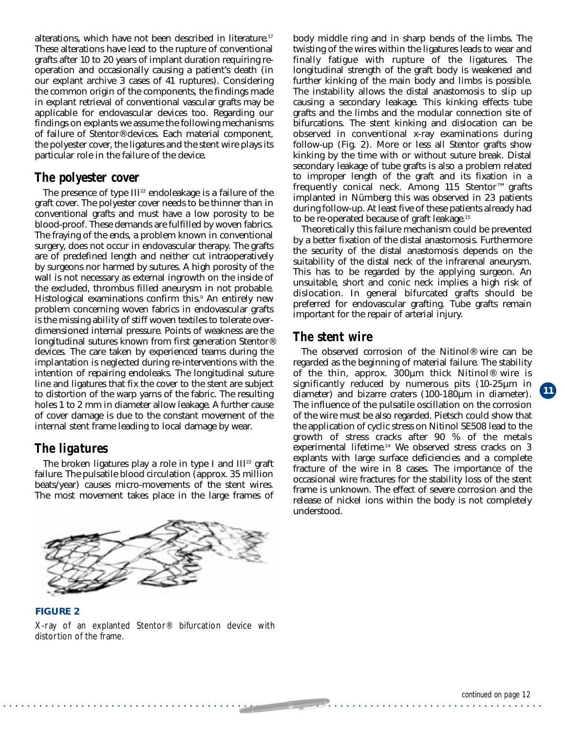alterations, which have not been described in literature.[17] These alterations have lead to the rupture of conventional grafts after 10 to 20 years of implant duration requiring re-operation and occasionally causing a patient's death (in our explant archive 3 cases of 41 ruptures). Considering the common origin of the components, the findings made in explant retrieval of conventional vascular grafts may be applicable for endovascular devices too. Regarding our findings on explants we assume the following mechanisms of failure of Stentor® devices. Each material component, the polyester cover, the ligatures and the stent wire plays its particular role in the failure of the device.

## The polyester cover

The presence of type III[22] endoleakage is a failure of the graft cover. The polyester cover needs to be thinner than in conventional grafts and must have a low porosity to be blood-proof. These demands are fulfilled by woven fabrics. The fraying of the ends, a problem known in conventional surgery, does not occur in endovascular therapy. The grafts are of predefined length and neither cut intraoperatively by surgeons nor harmed by sutures. A high porosity of the wall is not necessary as external ingrowth on the inside of the excluded, thrombus filled aneurysm in not probable. Histological examinations confirm this.[9] An entirely new problem concerning woven fabrics in endovascular grafts is the missing ability of stiff woven textiles to tolerate over-dimensioned internal pressure. Points of weakness are the longitudinal sutures known from first generation Stentor® devices. The care taken by experienced teams during the implantation is neglected during re-interventions with the intention of repairing endoleaks. The longitudinal suture line and ligatures that fix the cover to the stent are subject to distortion of the warp yarns of the fabric. The resulting holes 1 to 2 mm in diameter allow leakage. A further cause of cover damage is due to the constant movement of the internal stent frame leading to local damage by wear.

## The ligatures

The broken ligatures play a role in type I and III[22] graft failure. The pulsatile blood circulation (approx. 35 million beats/year) causes micro-movements of the stent wires. The most movement takes place in the large frames of body middle ring and in sharp bends of the limbs. The twisting of the wires within the ligatures leads to wear and finally fatigue with rupture of the ligatures. The longitudinal strength of the graft body is weakened and further kinking of the main body and limbs is possible. The instability allows the distal anastomosis to slip up causing a secondary leakage. This kinking effects tube grafts and the limbs and the modular connection site of bifurcations. The stent kinking and dislocation can be observed in conventional x-ray examinations during follow-up (Fig. 2). More or less all Stentor grafts show kinking by the time with or without suture break. Distal secondary leakage of tube grafts is also a problem related to improper length of the graft and its fixation in a frequently conical neck. Among 115 Stentor™ grafts implanted in Nürnberg this was observed in 23 patients during follow-up. At least five of these patients already had to be re-operated because of graft leakage.[15]

Theoretically this failure mechanism could be prevented by a better fixation of the distal anastomosis. Furthermore the security of the distal anastomosis depends on the suitability of the distal neck of the infrarenal aneurysm. This has to be regarded by the applying surgeon. An unsuitable, short and conic neck implies a high risk of dislocation. In general bifurcated grafts should be preferred for endovascular grafting. Tube grafts remain important for the repair of arterial injury.

**FIGURE 2**

*X-ray of an explanted Stentor® bifurcation device with distortion of the frame.*

## The stent wire

The observed corrosion of the Nitinol® wire can be regarded as the beginning of material failure. The stability of the thin, approx. 300µm thick Nitinol® wire is significantly reduced by numerous pits (10-25µm in diameter) and bizarre craters (100-180µm in diameter). The influence of the pulsatile oscillation on the corrosion of the wire must be also regarded. Pietsch could show that the application of cyclic stress on Nitinol SE508 lead to the growth of stress cracks after 90 % of the metals experimental lifetime.[14] We observed stress cracks on 3 explants with large surface deficiencies and a complete fracture of the wire in 8 cases. The importance of the occasional wire fractures for the stability loss of the stent frame is unknown. The effect of severe corrosion and the release of nickel ions within the body is not completely understood.

*continued on page 12*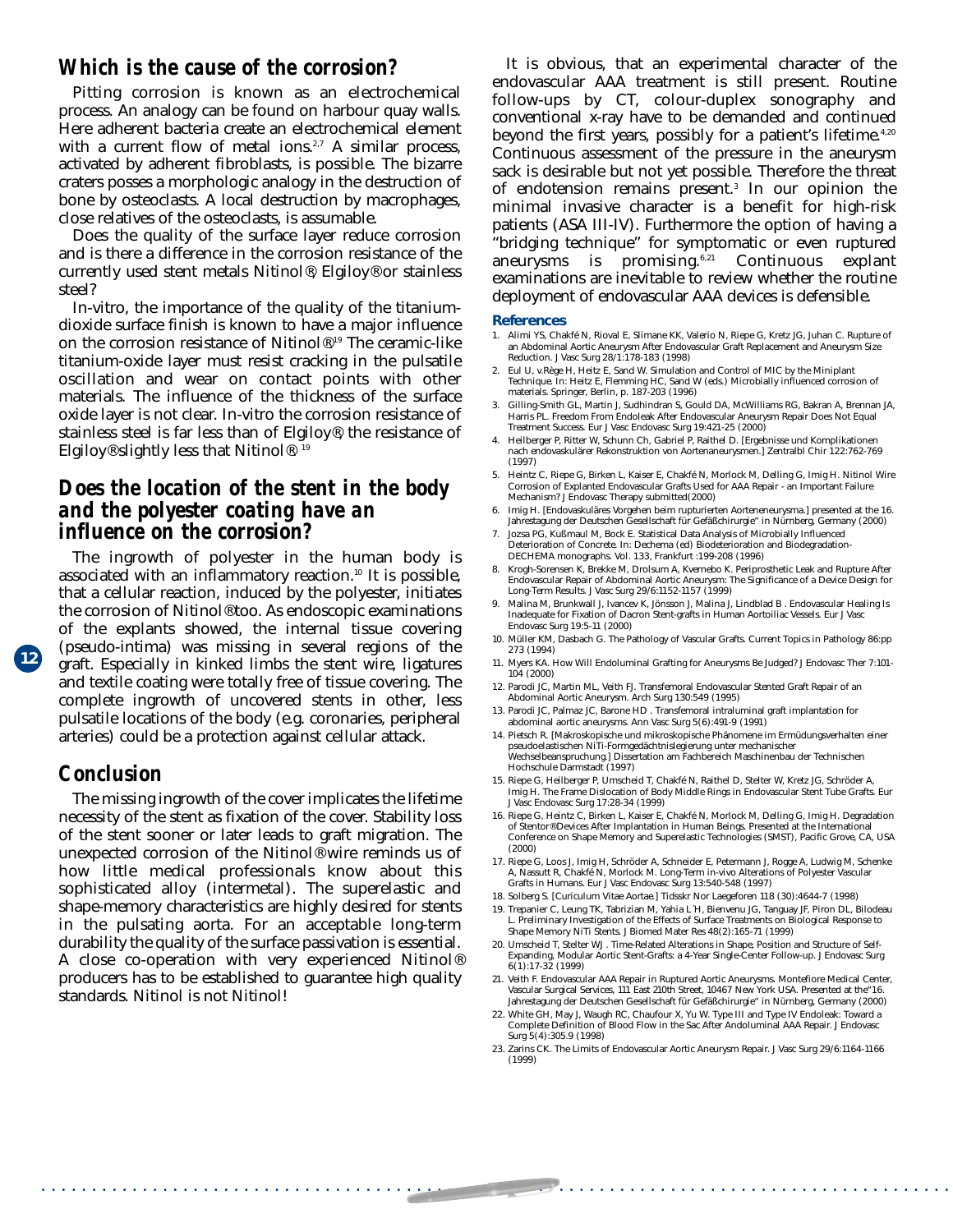## Which is the cause of the corrosion?

Pitting corrosion is known as an electrochemical process. An analogy can be found on harbour quay walls. Here adherent bacteria create an electrochemical element with a current flow of metal ions.[2,7] A similar process, activated by adherent fibroblasts, is possible. The bizarre craters posses a morphologic analogy in the destruction of bone by osteoclasts. A local destruction by macrophages, close relatives of the osteoclasts, is assumable.

Does the quality of the surface layer reduce corrosion and is there a difference in the corrosion resistance of the currently used stent metals Nitinol®, Elgiloy® or stainless steel?

In-vitro, the importance of the quality of the titanium-dioxide surface finish is known to have a major influence on the corrosion resistance of Nitinol®.[19] The ceramic-like titanium-oxide layer must resist cracking in the pulsatile oscillation and wear on contact points with other materials. The influence of the thickness of the surface oxide layer is not clear. In-vitro the corrosion resistance of stainless steel is far less than of Elgiloy®, the resistance of Elgiloy® slightly less that Nitinol®.[19]

## Does the location of the stent in the body and the polyester coating have an influence on the corrosion?

The ingrowth of polyester in the human body is associated with an inflammatory reaction.[10] It is possible, that a cellular reaction, induced by the polyester, initiates the corrosion of Nitinol® too. As endoscopic examinations of the explants showed, the internal tissue covering (pseudo-intima) was missing in several regions of the graft. Especially in kinked limbs the stent wire, ligatures and textile coating were totally free of tissue covering. The complete ingrowth of uncovered stents in other, less pulsatile locations of the body (e.g. coronaries, peripheral arteries) could be a protection against cellular attack.

## Conclusion

The missing ingrowth of the cover implicates the lifetime necessity of the stent as fixation of the cover. Stability loss of the stent sooner or later leads to graft migration. The unexpected corrosion of the Nitinol® wire reminds us of how little medical professionals know about this sophisticated alloy (intermetal). The superelastic and shape-memory characteristics are highly desired for stents in the pulsating aorta. For an acceptable long-term durability the quality of the surface passivation is essential. A close co-operation with very experienced Nitinol® producers has to be established to guarantee high quality standards. Nitinol is not Nitinol!

It is obvious, that an experimental character of the endovascular AAA treatment is still present. Routine follow-ups by CT, colour-duplex sonography and conventional x-ray have to be demanded and continued beyond the first years, possibly for a patient's lifetime.[4,20] Continuous assessment of the pressure in the aneurysm sack is desirable but not yet possible. Therefore the threat of endotension remains present.[3] In our opinion the minimal invasive character is a benefit for high-risk patients (ASA III-IV). Furthermore the option of having a "bridging technique" for symptomatic or even ruptured aneurysms is promising.[6,21] Continuous explant examinations are inevitable to review whether the routine deployment of endovascular AAA devices is defensible.

### References

1. Alimi YS, Chakfé N, Rioval E, Slimane KK, Valerio N, Riepe G, Kretz JG, Juhan C. Rupture of an Abdominal Aortic Aneurysm After Endovascular Graft Replacement and Aneurysm Size Reduction. J Vasc Surg 28/1:178-183 (1998)
2. Eul U, v.Rège H, Heitz E, Sand W. Simulation and Control of MIC by the Miniplant Technique. In: Heitz E, Flemming HC, Sand W (eds.) Microbially influenced corrosion of materials. Springer, Berlin, p. 187-203 (1996)
3. Gilling-Smith GL, Martin J, Sudhindran S, Gould DA, McWilliams RG, Bakran A, Brennan JA, Harris PL. Freedom From Endoleak After Endovascular Aneurysm Repair Does Not Equal Treatment Success. Eur J Vasc Endovasc Surg 19:421-25 (2000)
4. Heilberger P, Ritter W, Schunn Ch, Gabriel P, Raithel D. [Ergebnisse und Komplikationen nach endovaskulärer Rekonstruktion von Aortenaneurysmen.] Zentralbl Chir 122:762-769 (1997)
5. Heintz C, Riepe G, Birken L, Kaiser E, Chakfé N, Morlock M, Delling G, Imig H. Nitinol Wire Corrosion of Explanted Endovascular Grafts Used for AAA Repair - an Important Failure Mechanism? J Endovasc Therapy submitted(2000)
6. Imig H. [Endovaskuläres Vorgehen beim rupturierten Aorteneneurysma.] presented at the 16. Jahrestagung der Deutschen Gesellschaft für Gefäßchirurgie" in Nürnberg, Germany (2000)
7. Jozsa PG, Kußmaul M, Bock E. Statistical Data Analysis of Microbially Influenced Deterioration of Concrete. In: Dechema (ed) Biodeterioration and Biodegradation- DECHEMA monographs. Vol. 133, Frankfurt :199-208 (1996)
8. Krogh-Sorensen K, Brekke M, Drolsum A, Kvernebo K. Periprosthetic Leak and Rupture After Endovascular Repair of Abdominal Aortic Aneurysm: The Significance of a Device Design for Long-Term Results. J Vasc Surg 29/6:1152-1157 (1999)
9. Malina M, Brunkwall J, Ivancev K, Jönsson J, Malina J, Lindblad B . Endovascular Healing Is Inadequate for Fixation of Dacron Stent-grafts in Human Aortoiliac Vessels. Eur J Vasc Endovasc Surg 19:5-11 (2000)
10. Müller KM, Dasbach G. The Pathology of Vascular Grafts. Current Topics in Pathology 86:pp 273 (1994)
11. Myers KA. How Will Endoluminal Grafting for Aneurysms Be Judged? J Endovasc Ther 7:101-104 (2000)
12. Parodi JC, Martin ML, Veith FJ. Transfemoral Endovascular Stented Graft Repair of an Abdominal Aortic Aneurysm. Arch Surg 130:549 (1995)
13. Parodi JC, Palmaz JC, Barone HD . Transfemoral intraluminal graft implantation for abdominal aortic aneurysms. Ann Vasc Surg 5(6):491-9 (1991)
14. Pietsch R. [Makroskopische und mikroskopische Phänomene im Ermüdungsverhalten einer pseudoelastischen NiTi-Formgedächtnislegierung unter mechanischer Wechselbeanspruchung.] Dissertation am Fachbereich Maschinenbau der Technischen Hochschule Darmstadt (1997)
15. Riepe G, Heilberger P, Umscheid T, Chakfé N, Raithel D, Stelter W, Kretz JG, Schröder A, Imig H. The Frame Dislocation of Body Middle Rings in Endovascular Stent Tube Grafts. Eur J Vasc Endovasc Surg 17:28-34 (1999)
16. Riepe G, Heintz C, Birken L, Kaiser E, Chakfé N, Morlock M, Delling G, Imig H. Degradation of Stentor® Devices After Implantation in Human Beings. Presented at the International Conference on Shape Memory and Superelastic Technologies (SMST), Pacific Grove, CA, USA (2000)
17. Riepe G, Loos J, Imig H, Schröder A, Schneider E, Petermann J, Rogge A, Ludwig M, Schenke A, Nassutt R, Chakfé N, Morlock M. Long-Term in-vivo Alterations of Polyester Vascular Grafts in Humans. Eur J Vasc Endovasc Surg 13:540-548 (1997)
18. Solberg S. [Curiculum Vitae Aortae.] Tidsskr Nor Laegeforen 118 (30):4644-7 (1998)
19. Trepanier C, Leung TK, Tabrizian M, Yahia L'H, Bienvenu JG, Tanguay JF, Piron DL, Bilodeau L. Preliminary Investigation of the Effects of Surface Treatments on Biological Response to Shape Memory NiTi Stents. J Biomed Mater Res 48(2):165-71 (1999)
20. Umscheid T, Stelter WJ . Time-Related Alterations in Shape, Position and Structure of Self-Expanding, Modular Aortic Stent-Grafts: a 4-Year Single-Center Follow-up. J Endovasc Surg 6(1):17-32 (1999)
21. Veith F. Endovascular AAA Repair in Ruptured Aortic Aneurysms. Montefiore Medical Center, Vascular Surgical Services, 111 East 210th Street, 10467 New York USA. Presented at the"16. Jahrestagung der Deutschen Gesellschaft für Gefäßchirurgie" in Nürnberg, Germany (2000)
22. White GH, May J, Waugh RC, Chaufour X, Yu W. Type III and Type IV Endoleak: Toward a Complete Definition of Blood Flow in the Sac After Andoluminal AAA Repair. J Endovasc Surg 5(4):305.9 (1998)
23. Zarins CK. The Limits of Endovascular Aortic Aneurysm Repair. J Vasc Surg 29/6:1164-1166 (1999)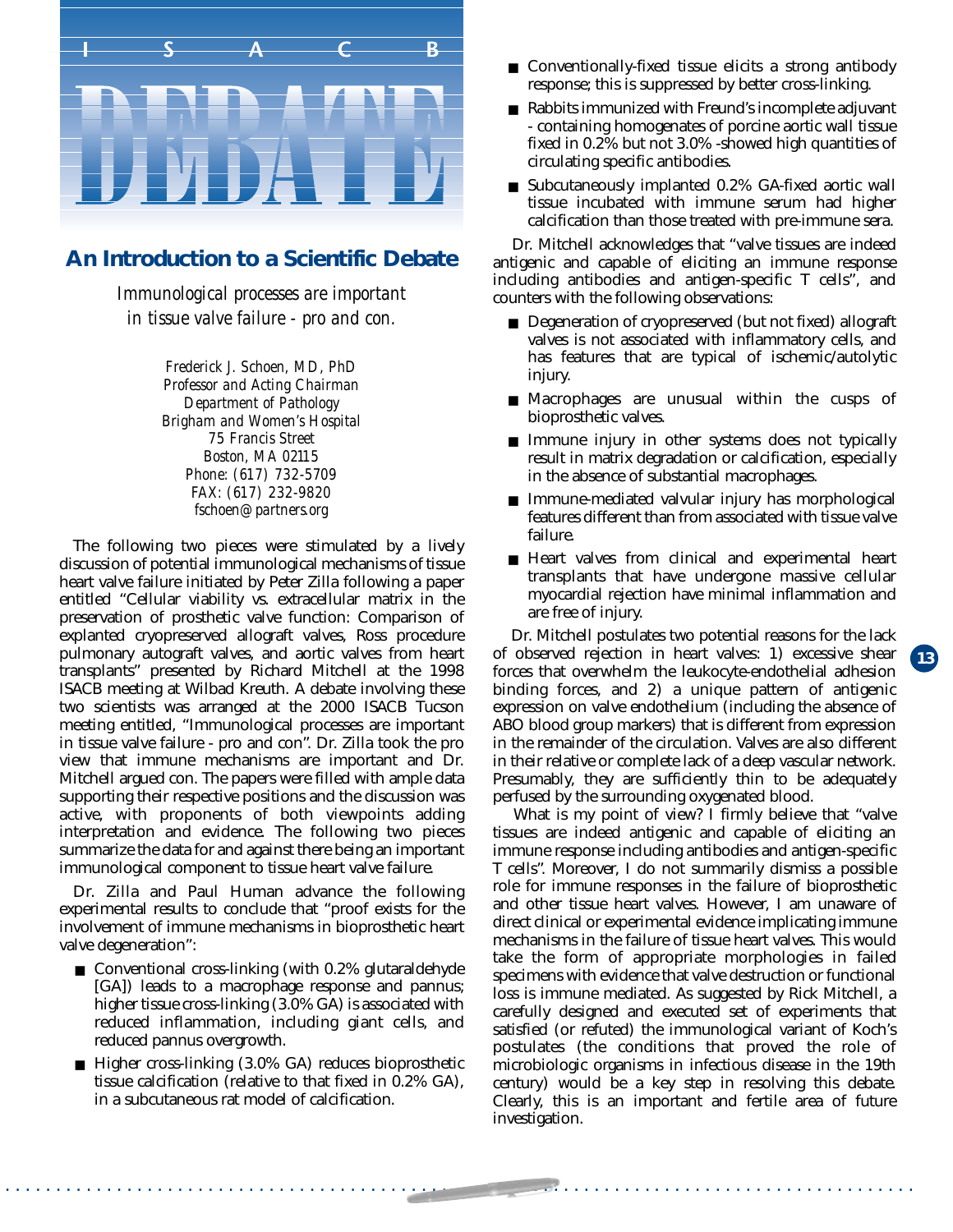# I S A C B DEBATE

## An Introduction to a Scientific Debate

*Immunological processes are important in tissue valve failure - pro and con.*

*Frederick J. Schoen, MD, PhD*
*Professor and Acting Chairman*
*Department of Pathology*
*Brigham and Women's Hospital*
*75 Francis Street*
*Boston, MA 02115*
*Phone: (617) 732-5709*
*FAX: (617) 232-9820*
*fschoen@partners.org*

The following two pieces were stimulated by a lively discussion of potential immunological mechanisms of tissue heart valve failure initiated by Peter Zilla following a paper entitled "Cellular viability vs. extracellular matrix in the preservation of prosthetic valve function: Comparison of explanted cryopreserved allograft valves, Ross procedure pulmonary autograft valves, and aortic valves from heart transplants" presented by Richard Mitchell at the 1998 ISACB meeting at Wilbad Kreuth. A debate involving these two scientists was arranged at the 2000 ISACB Tucson meeting entitled, "Immunological processes are important in tissue valve failure - pro and con". Dr. Zilla took the pro view that immune mechanisms are important and Dr. Mitchell argued con. The papers were filled with ample data supporting their respective positions and the discussion was active, with proponents of both viewpoints adding interpretation and evidence. The following two pieces summarize the data for and against there being an important immunological component to tissue heart valve failure.

Dr. Zilla and Paul Human advance the following experimental results to conclude that "proof exists for the involvement of immune mechanisms in bioprosthetic heart valve degeneration":

- Conventional cross-linking (with 0.2% glutaraldehyde [GA]) leads to a macrophage response and pannus; higher tissue cross-linking (3.0% GA) is associated with reduced inflammation, including giant cells, and reduced pannus overgrowth.
- Higher cross-linking (3.0% GA) reduces bioprosthetic tissue calcification (relative to that fixed in 0.2% GA), in a subcutaneous rat model of calcification.
- Conventionally-fixed tissue elicits a strong antibody response; this is suppressed by better cross-linking.
- Rabbits immunized with Freund's incomplete adjuvant - containing homogenates of porcine aortic wall tissue fixed in 0.2% but not 3.0% -showed high quantities of circulating specific antibodies.
- Subcutaneously implanted 0.2% GA-fixed aortic wall tissue incubated with immune serum had higher calcification than those treated with pre-immune sera.

Dr. Mitchell acknowledges that "valve tissues are indeed antigenic and capable of eliciting an immune response including antibodies and antigen-specific T cells", and counters with the following observations:

- Degeneration of cryopreserved (but not fixed) allograft valves is not associated with inflammatory cells, and has features that are typical of ischemic/autolytic injury.
- Macrophages are unusual within the cusps of bioprosthetic valves.
- Immune injury in other systems does not typically result in matrix degradation or calcification, especially in the absence of substantial macrophages.
- Immune-mediated valvular injury has morphological features different than from associated with tissue valve failure.
- Heart valves from clinical and experimental heart transplants that have undergone massive cellular myocardial rejection have minimal inflammation and are free of injury.

Dr. Mitchell postulates two potential reasons for the lack of observed rejection in heart valves: 1) excessive shear forces that overwhelm the leukocyte-endothelial adhesion binding forces, and 2) a unique pattern of antigenic expression on valve endothelium (including the absence of ABO blood group markers) that is different from expression in the remainder of the circulation. Valves are also different in their relative or complete lack of a deep vascular network. Presumably, they are sufficiently thin to be adequately perfused by the surrounding oxygenated blood.

What is my point of view? I firmly believe that "valve tissues are indeed antigenic and capable of eliciting an immune response including antibodies and antigen-specific T cells". Moreover, I do not summarily dismiss a possible role for immune responses in the failure of bioprosthetic and other tissue heart valves. However, I am unaware of direct clinical or experimental evidence implicating immune mechanisms in the failure of tissue heart valves. This would take the form of appropriate morphologies in failed specimens with evidence that valve destruction or functional loss is immune mediated. As suggested by Rick Mitchell, a carefully designed and executed set of experiments that satisfied (or refuted) the immunological variant of Koch's postulates (the conditions that proved the role of microbiologic organisms in infectious disease in the 19th century) would be a key step in resolving this debate. Clearly, this is an important and fertile area of future investigation.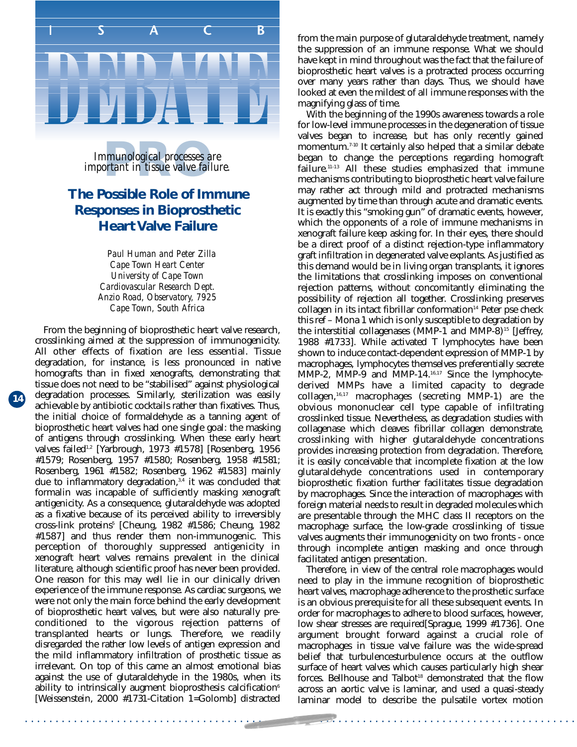I S A C B

# DEBATE

PRO

*Immunological processes are important in tissue valve failure.*

## The Possible Role of Immune Responses in Bioprosthetic Heart Valve Failure

*Paul Human and Peter Zilla*
*Cape Town Heart Center*
*University of Cape Town*
*Cardiovascular Research Dept.*
*Anzio Road, Observatory, 7925*
*Cape Town, South Africa*

From the beginning of bioprosthetic heart valve research, crosslinking aimed at the suppression of immunogenicity. All other effects of fixation are less essential. Tissue degradation, for instance, is less pronounced in native homografts than in fixed xenografts, demonstrating that tissue does not need to be "stabilised" against physiological degradation processes. Similarly, sterilization was easily achievable by antibiotic cocktails rather than fixatives. Thus, the initial choice of formaldehyde as a tanning agent of bioprosthetic heart valves had one single goal: the masking of antigens through crosslinking. When these early heart valves failed[1,2] [Yarbrough, 1973 #1578] [Rosenberg, 1956 #1579; Rosenberg, 1957 #1580; Rosenberg, 1958 #1581; Rosenberg, 1961 #1582; Rosenberg, 1962 #1583] mainly due to inflammatory degradation,[3,4] it was concluded that formalin was incapable of sufficiently masking xenograft antigenicity. As a consequence, glutaraldehyde was adopted as a fixative because of its perceived ability to irreversibly cross-link proteins[5] [Cheung, 1982 #1586; Cheung, 1982 #1587] and thus render them non-immunogenic. This perception of thoroughly suppressed antigenicity in xenograft heart valves remains prevalent in the clinical literature, although scientific proof has never been provided. One reason for this may well lie in our clinically driven experience of the immune response. As cardiac surgeons, we were not only the main force behind the early development of bioprosthetic heart valves, but were also naturally pre-conditioned to the vigorous rejection patterns of transplanted hearts or lungs. Therefore, we readily disregarded the rather low levels of antigen expression and the mild inflammatory infiltration of prosthetic tissue as irrelevant. On top of this came an almost emotional bias against the use of glutaraldehyde in the 1980s, when its ability to intrinsically augment bioprosthesis calcification[6] [Weissenstein, 2000 #1731-Citation 1=Golomb] distracted from the main purpose of glutaraldehyde treatment, namely the suppression of an immune response. What we should have kept in mind throughout was the fact that the failure of bioprosthetic heart valves is a protracted process occurring over many years rather than days. Thus, we should have looked at even the mildest of all immune responses with the magnifying glass of time.

With the beginning of the 1990s awareness towards a role for low-level immune processes in the degeneration of tissue valves began to increase, but has only recently gained momentum.[7-10] It certainly also helped that a similar debate began to change the perceptions regarding homograft failure.[11-13] All these studies emphasized that immune mechanisms contributing to bioprosthetic heart valve failure may rather act through mild and protracted mechanisms augmented by time than through acute and dramatic events. It is exactly this "smoking gun" of dramatic events, however, which the opponents of a role of immune mechanisms in xenograft failure keep asking for. In their eyes, there should be a direct proof of a distinct rejection-type inflammatory graft infiltration in degenerated valve explants. As justified as this demand would be in living organ transplants, it ignores the limitations that crosslinking imposes on conventional rejection patterns, without concomitantly eliminating the possibility of rejection all together. Crosslinking preserves collagen in its intact fibrillar conformation[14] Peter pse check this ref – Mona 1 which is only susceptible to degradation by the interstitial collagenases (MMP-1 and MMP-8)[15] [Jeffrey, 1988 #1733]. While activated T lymphocytes have been shown to induce contact-dependent expression of MMP-1 by macrophages, lymphocytes themselves preferentially secrete MMP-2, MMP-9 and MMP-14.[16,17] Since the lymphocyte-derived MMPs have a limited capacity to degrade collagen,[16,17] macrophages (secreting MMP-1) are the obvious mononuclear cell type capable of infiltrating crosslinked tissue. Nevertheless, as degradation studies with collagenase which cleaves fibrillar collagen demonstrate, crosslinking with higher glutaraldehyde concentrations provides increasing protection from degradation. Therefore, it is easily conceivable that incomplete fixation at the low glutaraldehyde concentrations used in contemporary bioprosthetic fixation further facilitates tissue degradation by macrophages. Since the interaction of macrophages with foreign material needs to result in degraded molecules which are presentable through the MHC class II receptors on the macrophage surface, the low-grade crosslinking of tissue valves augments their immunogenicity on two fronts - once through incomplete antigen masking and once through facilitated antigen presentation.

Therefore, in view of the central role macrophages would need to play in the immune recognition of bioprosthetic heart valves, macrophage adherence to the prosthetic surface is an obvious prerequisite for all these subsequent events. In order for macrophages to adhere to blood surfaces, however, low shear stresses are required[Sprague, 1999 #1736]. One argument brought forward against a crucial role of macrophages in tissue valve failure was the wide-spread belief that turbulenceturbulence occurs at the outflow surface of heart valves which causes particularly high shear forces. Bellhouse and Talbot[18] demonstrated that the flow across an aortic valve is laminar, and used a quasi-steady laminar model to describe the pulsatile vortex motion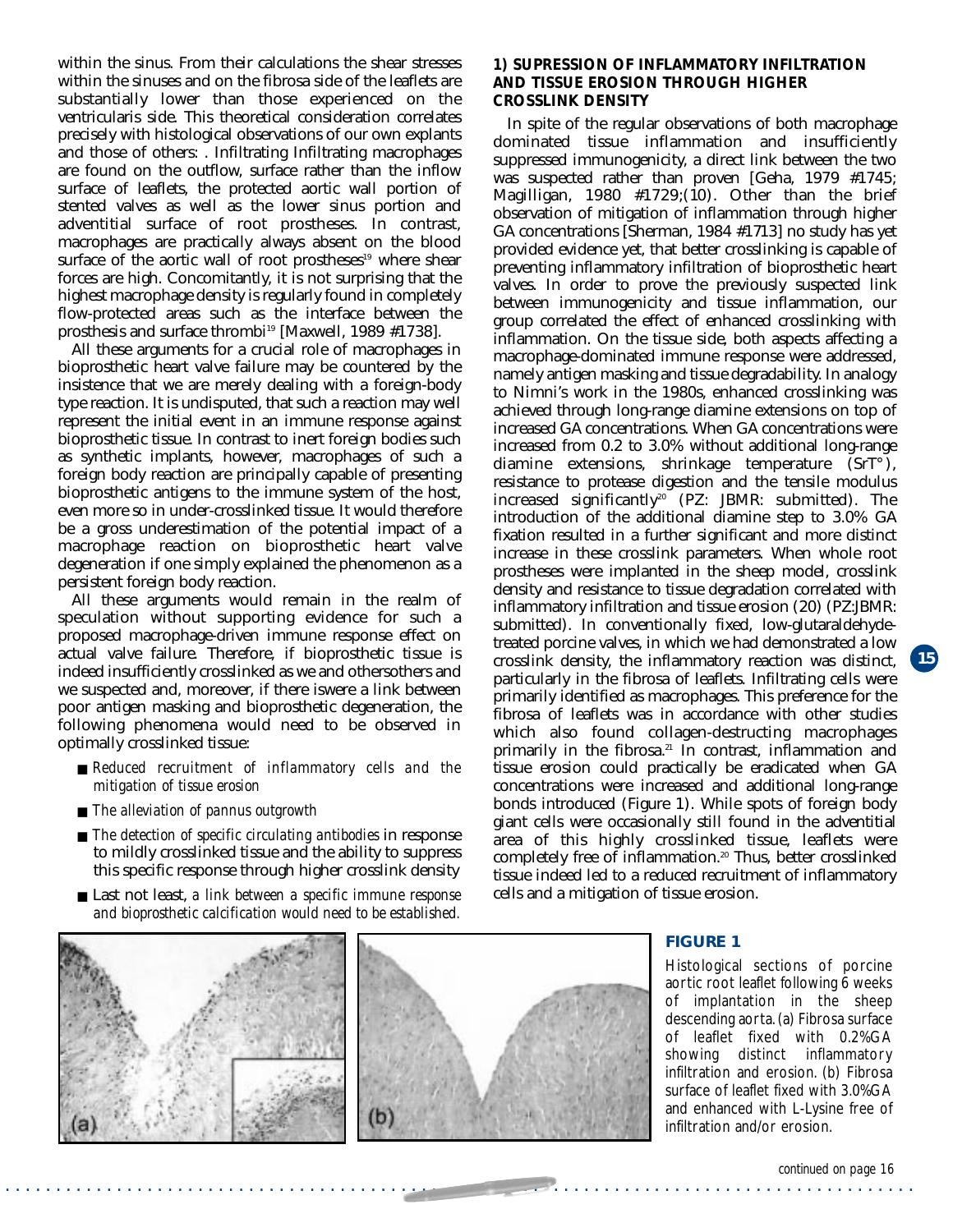within the sinus. From their calculations the shear stresses within the sinuses and on the fibrosa side of the leaflets are substantially lower than those experienced on the ventricularis side. This theoretical consideration correlates precisely with histological observations of our own explants and those of others: . Infiltrating Infiltrating macrophages are found on the outflow, surface rather than the inflow surface of leaflets, the protected aortic wall portion of stented valves as well as the lower sinus portion and adventitial surface of root prostheses. In contrast, macrophages are practically always absent on the blood surface of the aortic wall of root prostheses[19] where shear forces are high. Concomitantly, it is not surprising that the highest macrophage density is regularly found in completely flow-protected areas such as the interface between the prosthesis and surface thrombi[19] [Maxwell, 1989 #1738].

All these arguments for a crucial role of macrophages in bioprosthetic heart valve failure may be countered by the insistence that we are merely dealing with a foreign-body type reaction. It is undisputed, that such a reaction may well represent the initial event in an immune response against bioprosthetic tissue. In contrast to inert foreign bodies such as synthetic implants, however, macrophages of such a foreign body reaction are principally capable of presenting bioprosthetic antigens to the immune system of the host, even more so in under-crosslinked tissue. It would therefore be a gross underestimation of the potential impact of a macrophage reaction on bioprosthetic heart valve degeneration if one simply explained the phenomenon as a persistent foreign body reaction.

All these arguments would remain in the realm of speculation without supporting evidence for such a proposed macrophage-driven immune response effect on actual valve failure. Therefore, if bioprosthetic tissue is indeed insufficiently crosslinked as we and othersothers and we suspected and, moreover, if there iswere a link between poor antigen masking and bioprosthetic degeneration, the following phenomena would need to be observed in optimally crosslinked tissue:

- *Reduced recruitment of inflammatory cells and the mitigation of tissue erosion*
- *The alleviation of pannus outgrowth*
- *The detection of specific circulating antibodies* in response to mildly crosslinked tissue and the ability to suppress this specific response through higher crosslink density
- Last not least, *a link between a specific immune response and bioprosthetic calcification would need to be established.*

### 1) SUPRESSION OF INFLAMMATORY INFILTRATION AND TISSUE EROSION THROUGH HIGHER CROSSLINK DENSITY

In spite of the regular observations of both macrophage dominated tissue inflammation and insufficiently suppressed immunogenicity, a direct link between the two was suspected rather than proven [Geha, 1979 #1745; Magilligan, 1980 #1729;(10). Other than the brief observation of mitigation of inflammation through higher GA concentrations [Sherman, 1984 #1713] no study has yet provided evidence yet, that better crosslinking is capable of preventing inflammatory infiltration of bioprosthetic heart valves. In order to prove the previously suspected link between immunogenicity and tissue inflammation, our group correlated the effect of enhanced crosslinking with inflammation. On the tissue side, both aspects affecting a macrophage-dominated immune response were addressed, namely antigen masking and tissue degradability. In analogy to Nimni's work in the 1980s, enhanced crosslinking was achieved through long-range diamine extensions on top of increased GA concentrations. When GA concentrations were increased from 0.2 to 3.0% without additional long-range diamine extensions, shrinkage temperature (SrT°), resistance to protease digestion and the tensile modulus increased significantly[20] (PZ: JBMR: submitted). The introduction of the additional diamine step to 3.0% GA fixation resulted in a further significant and more distinct increase in these crosslink parameters. When whole root prostheses were implanted in the sheep model, crosslink density and resistance to tissue degradation correlated with inflammatory infiltration and tissue erosion (20) (PZ:JBMR: submitted). In conventionally fixed, low-glutaraldehyde-treated porcine valves, in which we had demonstrated a low crosslink density, the inflammatory reaction was distinct, particularly in the fibrosa of leaflets. Infiltrating cells were primarily identified as macrophages. This preference for the fibrosa of leaflets was in accordance with other studies which also found collagen-destructing macrophages primarily in the fibrosa.[21] In contrast, inflammation and tissue erosion could practically be eradicated when GA concentrations were increased and additional long-range bonds introduced (Figure 1). While spots of foreign body giant cells were occasionally still found in the adventitial area of this highly crosslinked tissue, leaflets were completely free of inflammation.[20] Thus, better crosslinked tissue indeed led to a reduced recruitment of inflammatory cells and a mitigation of tissue erosion.

**FIGURE 1**

Histological sections of porcine aortic root leaflet following 6 weeks of implantation in the sheep descending aorta. (a) Fibrosa surface of leaflet fixed with 0.2%GA showing distinct inflammatory infiltration and erosion. (b) Fibrosa surface of leaflet fixed with 3.0%GA and enhanced with L-Lysine free of infiltration and/or erosion.

*continued on page 16*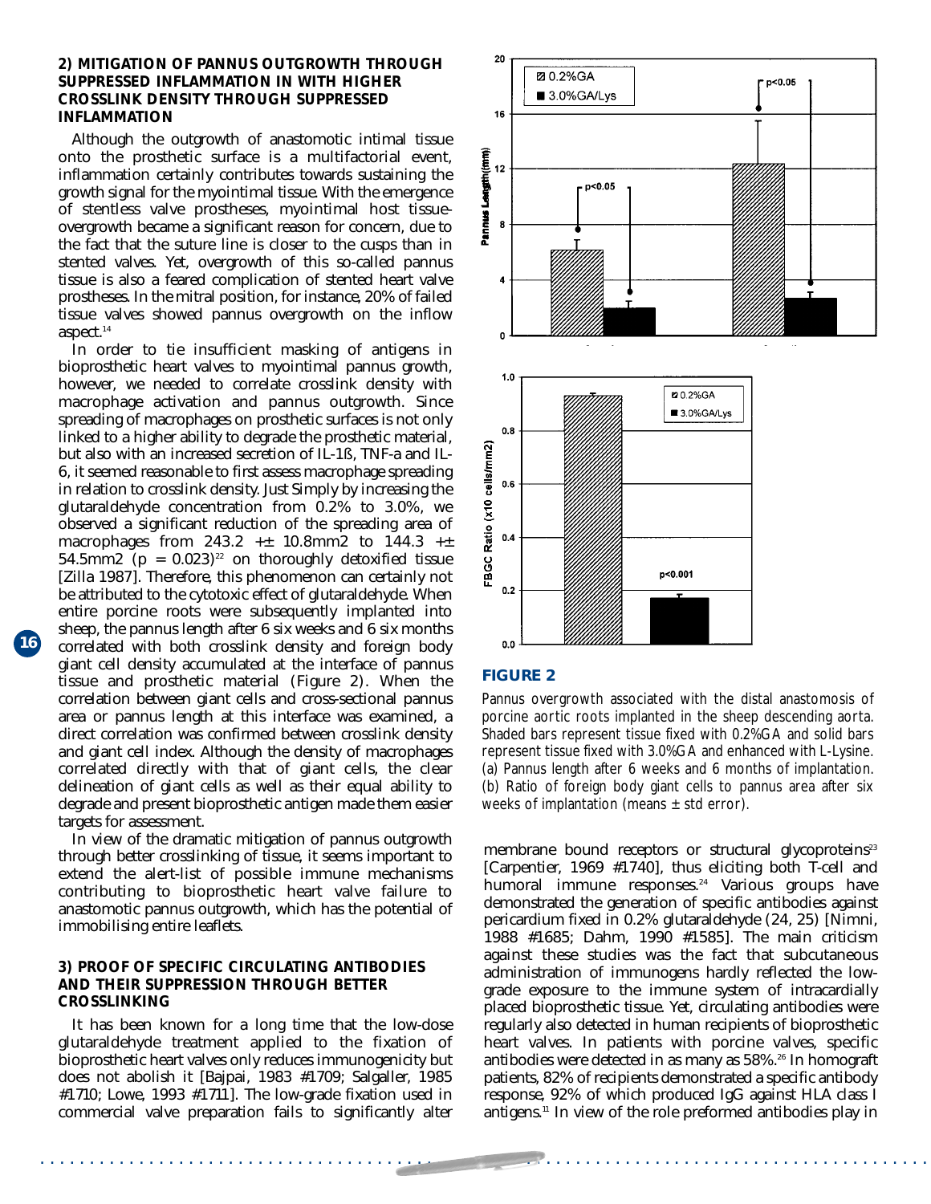### 2) MITIGATION OF PANNUS OUTGROWTH THROUGH SUPPRESSED INFLAMMATION IN WITH HIGHER CROSSLINK DENSITY THROUGH SUPPRESSED INFLAMMATION

Although the outgrowth of anastomotic intimal tissue onto the prosthetic surface is a multifactorial event, inflammation certainly contributes towards sustaining the growth signal for the myointimal tissue. With the emergence of stentless valve prostheses, myointimal host tissue-overgrowth became a significant reason for concern, due to the fact that the suture line is closer to the cusps than in stented valves. Yet, overgrowth of this so-called pannus tissue is also a feared complication of stented heart valve prostheses. In the mitral position, for instance, 20% of failed tissue valves showed pannus overgrowth on the inflow aspect.[14]

In order to tie insufficient masking of antigens in bioprosthetic heart valves to myointimal pannus growth, however, we needed to correlate crosslink density with macrophage activation and pannus outgrowth. Since spreading of macrophages on prosthetic surfaces is not only linked to a higher ability to degrade the prosthetic material, but also with an increased secretion of IL-1ß, TNF-a and IL-6, it seemed reasonable to first assess macrophage spreading in relation to crosslink density. Just Simply by increasing the glutaraldehyde concentration from 0.2% to 3.0%, we observed a significant reduction of the spreading area of macrophages from 243.2 +± 10.8mm2 to 144.3 +± 54.5mm2 ($p = 0.023$)[22] on thoroughly detoxified tissue [Zilla 1987]. Therefore, this phenomenon can certainly not be attributed to the cytotoxic effect of glutaraldehyde. When entire porcine roots were subsequently implanted into sheep, the pannus length after 6 six weeks and 6 six months correlated with both crosslink density and foreign body giant cell density accumulated at the interface of pannus tissue and prosthetic material (Figure 2). When the correlation between giant cells and cross-sectional pannus area or pannus length at this interface was examined, a direct correlation was confirmed between crosslink density and giant cell index. Although the density of macrophages correlated directly with that of giant cells, the clear delineation of giant cells as well as their equal ability to degrade and present bioprosthetic antigen made them easier targets for assessment.

In view of the dramatic mitigation of pannus outgrowth through better crosslinking of tissue, it seems important to extend the alert-list of possible immune mechanisms contributing to bioprosthetic heart valve failure to anastomotic pannus outgrowth, which has the potential of immobilising entire leaflets.

**FIGURE 2**

Pannus overgrowth associated with the distal anastomosis of porcine aortic roots implanted in the sheep descending aorta. Shaded bars represent tissue fixed with 0.2%GA and solid bars represent tissue fixed with 3.0%GA and enhanced with L-Lysine. (a) Pannus length after 6 weeks and 6 months of implantation. (b) Ratio of foreign body giant cells to pannus area after six weeks of implantation (means ± std error).

### 3) PROOF OF SPECIFIC CIRCULATING ANTIBODIES AND THEIR SUPPRESSION THROUGH BETTER CROSSLINKING

It has been known for a long time that the low-dose glutaraldehyde treatment applied to the fixation of bioprosthetic heart valves only reduces immunogenicity but does not abolish it [Bajpai, 1983 #1709; Salgaller, 1985 #1710; Lowe, 1993 #1711]. The low-grade fixation used in commercial valve preparation fails to significantly alter membrane bound receptors or structural glycoproteins[23] [Carpentier, 1969 #1740], thus eliciting both T-cell and humoral immune responses.[24] Various groups have demonstrated the generation of specific antibodies against pericardium fixed in 0.2% glutaraldehyde (24, 25) [Nimni, 1988 #1685; Dahm, 1990 #1585]. The main criticism against these studies was the fact that subcutaneous administration of immunogens hardly reflected the low-grade exposure to the immune system of intracardially placed bioprosthetic tissue. Yet, circulating antibodies were regularly also detected in human recipients of bioprosthetic heart valves. In patients with porcine valves, specific antibodies were detected in as many as 58%.[26] In homograft patients, 82% of recipients demonstrated a specific antibody response, 92% of which produced IgG against HLA class I antigens.[11] In view of the role preformed antibodies play in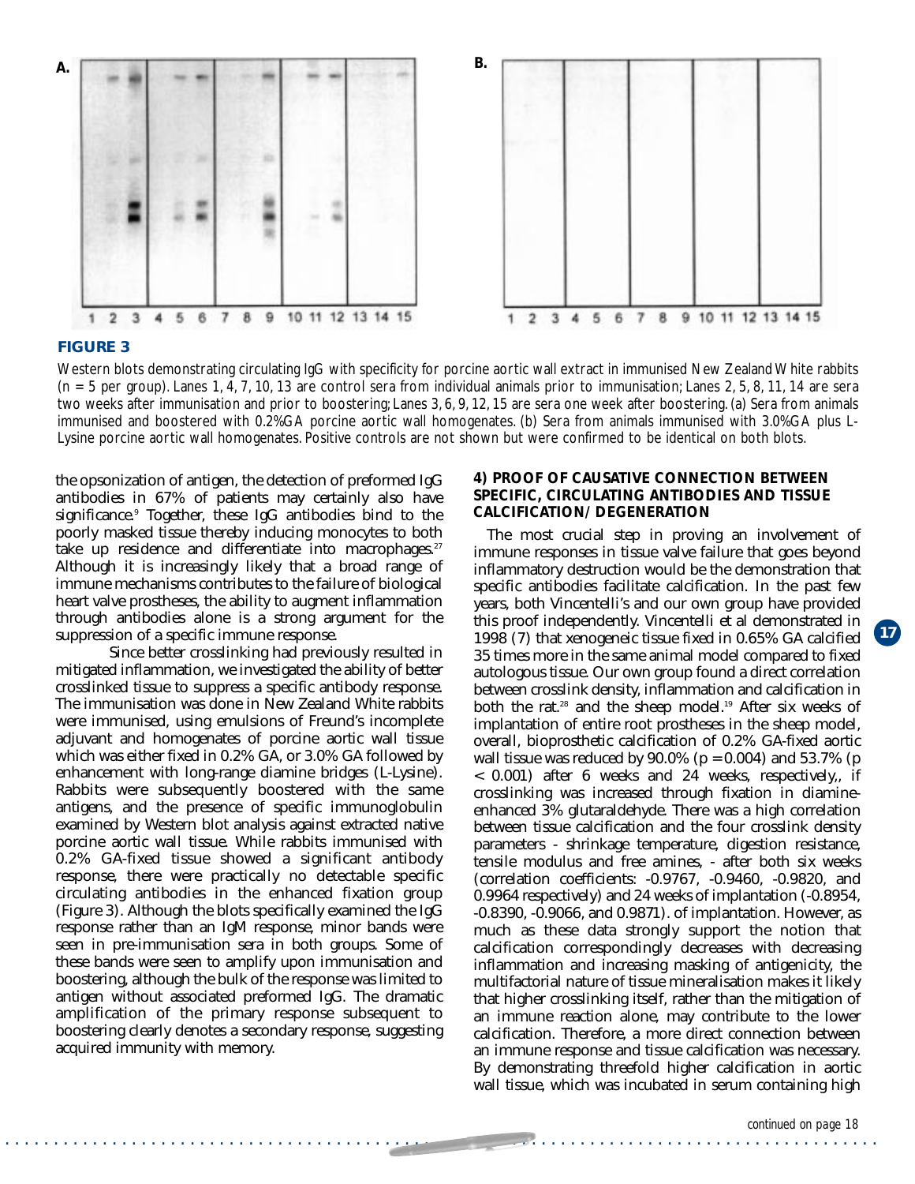**FIGURE 3**

*Western blots demonstrating circulating IgG with specificity for porcine aortic wall extract in immunised New Zealand White rabbits (n = 5 per group). Lanes 1, 4, 7, 10, 13 are control sera from individual animals prior to immunisation; Lanes 2, 5, 8, 11, 14 are sera two weeks after immunisation and prior to boostering; Lanes 3, 6, 9, 12, 15 are sera one week after boostering. (a) Sera from animals immunised and boostered with 0.2%GA porcine aortic wall homogenates. (b) Sera from animals immunised with 3.0%GA plus L-Lysine porcine aortic wall homogenates. Positive controls are not shown but were confirmed to be identical on both blots.*

the opsonization of antigen, the detection of preformed IgG antibodies in 67% of patients may certainly also have significance.[9] Together, these IgG antibodies bind to the poorly masked tissue thereby inducing monocytes to both take up residence and differentiate into macrophages.[27] Although it is increasingly likely that a broad range of immune mechanisms contributes to the failure of biological heart valve prostheses, the ability to augment inflammation through antibodies alone is a strong argument for the suppression of a specific immune response.

Since better crosslinking had previously resulted in mitigated inflammation, we investigated the ability of better crosslinked tissue to suppress a specific antibody response. The immunisation was done in New Zealand White rabbits were immunised, using emulsions of Freund's incomplete adjuvant and homogenates of porcine aortic wall tissue which was either fixed in 0.2% GA, or 3.0% GA followed by enhancement with long-range diamine bridges (L-Lysine). Rabbits were subsequently boostered with the same antigens, and the presence of specific immunoglobulin examined by Western blot analysis against extracted native porcine aortic wall tissue. While rabbits immunised with 0.2% GA-fixed tissue showed a significant antibody response, there were practically no detectable specific circulating antibodies in the enhanced fixation group (Figure 3). Although the blots specifically examined the IgG response rather than an IgM response, minor bands were seen in pre-immunisation sera in both groups. Some of these bands were seen to amplify upon immunisation and boostering, although the bulk of the response was limited to antigen without associated preformed IgG. The dramatic amplification of the primary response subsequent to boostering clearly denotes a secondary response, suggesting acquired immunity with memory.

#### 4) PROOF OF CAUSATIVE CONNECTION BETWEEN SPECIFIC, CIRCULATING ANTIBODIES AND TISSUE CALCIFICATION/DEGENERATION

The most crucial step in proving an involvement of immune responses in tissue valve failure that goes beyond inflammatory destruction would be the demonstration that specific antibodies facilitate calcification. In the past few years, both Vincentelli's and our own group have provided this proof independently. Vincentelli et al demonstrated in 1998 (7) that xenogeneic tissue fixed in 0.65% GA calcified 35 times more in the same animal model compared to fixed autologous tissue. Our own group found a direct correlation between crosslink density, inflammation and calcification in both the rat.[28] and the sheep model.[19] After six weeks of implantation of entire root prostheses in the sheep model, overall, bioprosthetic calcification of 0.2% GA-fixed aortic wall tissue was reduced by 90.0% ($p = 0.004$) and 53.7% ($p < 0.001$) after 6 weeks and 24 weeks, respectively,, if crosslinking was increased through fixation in diamine-enhanced 3% glutaraldehyde. There was a high correlation between tissue calcification and the four crosslink density parameters - shrinkage temperature, digestion resistance, tensile modulus and free amines, - after both six weeks (correlation coefficients: -0.9767, -0.9460, -0.9820, and 0.9964 respectively) and 24 weeks of implantation (-0.8954, -0.8390, -0.9066, and 0.9871). of implantation. However, as much as these data strongly support the notion that calcification correspondingly decreases with decreasing inflammation and increasing masking of antigenicity, the multifactorial nature of tissue mineralisation makes it likely that higher crosslinking itself, rather than the mitigation of an immune reaction alone, may contribute to the lower calcification. Therefore, a more direct connection between an immune response and tissue calcification was necessary. By demonstrating threefold higher calcification in aortic wall tissue, which was incubated in serum containing high

*continued on page 18*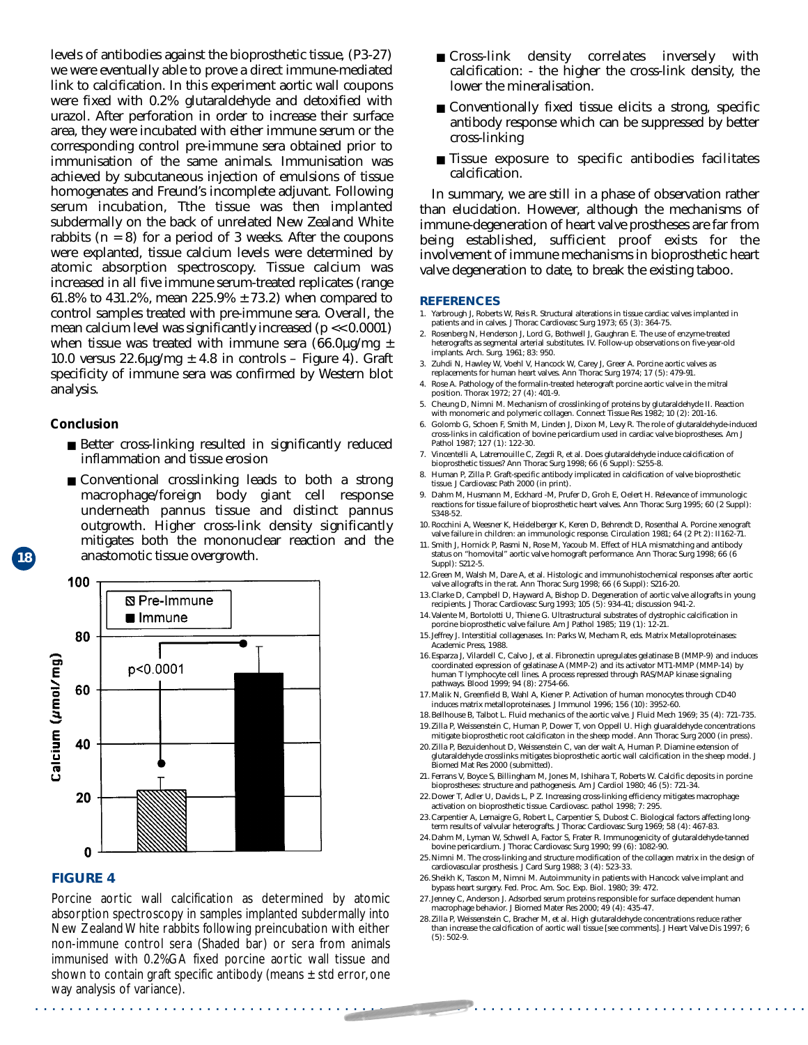levels of antibodies against the bioprosthetic tissue, (P3-27) we were eventually able to prove a direct immune-mediated link to calcification. In this experiment aortic wall coupons were fixed with 0.2% glutaraldehyde and detoxified with urazol. After perforation in order to increase their surface area, they were incubated with either immune serum or the corresponding control pre-immune sera obtained prior to immunisation of the same animals. Immunisation was achieved by subcutaneous injection of emulsions of tissue homogenates and Freund's incomplete adjuvant. Following serum incubation, Tthe tissue was then implanted subdermally on the back of unrelated New Zealand White rabbits (n = 8) for a period of 3 weeks. After the coupons were explanted, tissue calcium levels were determined by atomic absorption spectroscopy. Tissue calcium was increased in all five immune serum-treated replicates (range 61.8% to 431.2%, mean 225.9% ± 73.2) when compared to control samples treated with pre-immune sera. Overall, the mean calcium level was significantly increased ($p << 0.0001$) when tissue was treated with immune sera (66.0µg/mg ± 10.0 versus 22.6µg/mg ± 4.8 in controls – Figure 4). Graft specificity of immune sera was confirmed by Western blot analysis.

### Conclusion

- Better cross-linking resulted in significantly reduced inflammation and tissue erosion
- Conventional crosslinking leads to both a strong macrophage/foreign body giant cell response underneath pannus tissue and distinct pannus outgrowth. Higher cross-link density significantly mitigates both the mononuclear reaction and the anastomotic tissue overgrowth.

**FIGURE 4**

Porcine aortic wall calcification as determined by atomic absorption spectroscopy in samples implanted subdermally into New Zealand White rabbits following preincubation with either non-immune control sera (Shaded bar) or sera from animals immunised with 0.2%GA fixed porcine aortic wall tissue and shown to contain graft specific antibody (means ± std error, one way analysis of variance).

- Cross-link density correlates inversely with calcification: - the higher the cross-link density, the lower the mineralisation.
- Conventionally fixed tissue elicits a strong, specific antibody response which can be suppressed by better cross-linking
- Tissue exposure to specific antibodies facilitates calcification.

In summary, we are still in a phase of observation rather than elucidation. However, although the mechanisms of immune-degeneration of heart valve prostheses are far from being established, sufficient proof exists for the involvement of immune mechanisms in bioprosthetic heart valve degeneration to date, to break the existing taboo.

### REFERENCES

1. Yarbrough J, Roberts W, Reis R. Structural alterations in tissue cardiac valves implanted in patients and in calves. J Thorac Cardiovasc Surg 1973; 65 (3): 364-75.
2. Rosenberg N, Henderson J, Lord G, Bothwell J, Gaughran E. The use of enzyme-treated heterografts as segmental arterial substitutes. IV. Follow-up observations on five-year-old implants. Arch. Surg. 1961; 83: 950.
3. Zuhdi N, Hawley W, Voehl V, Hancock W, Carey J, Greer A. Porcine aortic valves as replacements for human heart valves. Ann Thorac Surg 1974; 17 (5): 479-91.
4. Rose A. Pathology of the formalin-treated heterograft porcine aortic valve in the mitral position. Thorax 1972; 27 (4): 401-9.
5. Cheung D, Nimni M. Mechanism of crosslinking of proteins by glutaraldehyde II. Reaction with monomeric and polymeric collagen. Connect Tissue Res 1982; 10 (2): 201-16.
6. Golomb G, Schoen F, Smith M, Linden J, Dixon M, Levy R. The role of glutaraldehyde-induced cross-links in calcification of bovine pericardium used in cardiac valve bioprostheses. Am J Pathol 1987; 127 (1): 122-30.
7. Vincentelli A, Latremouille C, Zegdi R, et al. Does glutaraldehyde induce calcification of bioprosthetic tissues? Ann Thorac Surg 1998; 66 (6 Suppl): S255-8.
8. Human P, Zilla P. Graft-specific antibody implicated in calcification of valve bioprosthetic tissue. J Cardiovasc Path 2000 (in print).
9. Dahm M, Husmann M, Eckhard -M, Prufer D, Groh E, Oelert H. Relevance of immunologic reactions for tissue failure of bioprosthetic heart valves. Ann Thorac Surg 1995; 60 (2 Suppl): S348-52.
10. Rocchini A, Weesner K, Heidelberger K, Keren D, Behrendt D, Rosenthal A. Porcine xenograft valve failure in children: an immunologic response. Circulation 1981; 64 (2 Pt 2): II162-71.
11. Smith J, Hornick P, Rasmi N, Rose M, Yacoub M. Effect of HLA mismatching and antibody status on "homovital" aortic valve homograft performance. Ann Thorac Surg 1998; 66 (6 Suppl): S212-5.
12. Green M, Walsh M, Dare A, et al. Histologic and immunohistochemical responses after aortic valve allografts in the rat. Ann Thorac Surg 1998; 66 (6 Suppl): S216-20.
13. Clarke D, Campbell D, Hayward A, Bishop D. Degeneration of aortic valve allografts in young recipients. J Thorac Cardiovasc Surg 1993; 105 (5): 934-41; discussion 941-2.
14. Valente M, Bortolotti U, Thiene G. Ultrastructural substrates of dystrophic calcification in porcine bioprosthetic valve failure. Am J Pathol 1985; 119 (1): 12-21.
15. Jeffrey J. Interstitial collagenases. In: Parks W, Mecham R, eds. Matrix Metalloproteinases: Academic Press, 1988.
16. Esparza J, Vilardell C, Calvo J, et al. Fibronectin upregulates gelatinase B (MMP-9) and induces coordinated expression of gelatinase A (MMP-2) and its activator MT1-MMP (MMP-14) by human T lymphocyte cell lines. A process repressed through RAS/MAP kinase signaling pathways. Blood 1999; 94 (8): 2754-66.
17. Malik N, Greenfield B, Wahl A, Kiener P. Activation of human monocytes through CD40 induces matrix metalloproteinases. J Immunol 1996; 156 (10): 3952-60.
18. Bellhouse B, Talbot L. Fluid mechanics of the aortic valve. J Fluid Mech 1969; 35 (4): 721-735.
19. Zilla P, Weissenstein C, Human P, Dower T, von Oppell U. High gluaraldehyde concentrations mitigate bioprosthetic root calcificaton in the sheep model. Ann Thorac Surg 2000 (in press).
20. Zilla P, Bezuidenhout D, Weissenstein C, van der walt A, Human P. Diamine extension of glutaraldehyde crosslinks mitigates bioprosthetic aortic wall calcification in the sheep model. J Biomed Mat Res 2000 (submitted).
21. Ferrans V, Boyce S, Billingham M, Jones M, Ishihara T, Roberts W. Calcific deposits in porcine bioprostheses: structure and pathogenesis. Am J Cardiol 1980; 46 (5): 721-34.
22. Dower T, Adler U, Davids L, P Z. Increasing cross-linking efficiency mitigates macrophage activation on bioprosthetic tissue. Cardiovasc. pathol 1998; 7: 295.
23. Carpentier A, Lemaigre G, Robert L, Carpentier S, Dubost C. Biological factors affecting long-term results of valvular heterografts. J Thorac Cardiovasc Surg 1969; 58 (4): 467-83.
24. Dahm M, Lyman W, Schwell A, Factor S, Frater R. Immunogenicity of glutaraldehyde-tanned bovine pericardium. J Thorac Cardiovasc Surg 1990; 99 (6): 1082-90.
25. Nimni M. The cross-linking and structure modification of the collagen matrix in the design of cardiovascular prosthesis. J Card Surg 1988; 3 (4): 523-33.
26. Sheikh K, Tascon M, Nimni M. Autoimmunity in patients with Hancock valve implant and bypass heart surgery. Fed. Proc. Am. Soc. Exp. Biol. 1980; 39: 472.
27. Jenney C, Anderson J. Adsorbed serum proteins responsible for surface dependent human macrophage behavior. J Biomed Mater Res 2000; 49 (4): 435-47.
28. Zilla P, Weissenstein C, Bracher M, et al. High glutaraldehyde concentrations reduce rather than increase the calcification of aortic wall tissue [see comments]. J Heart Valve Dis 1997; 6 (5): 502-9.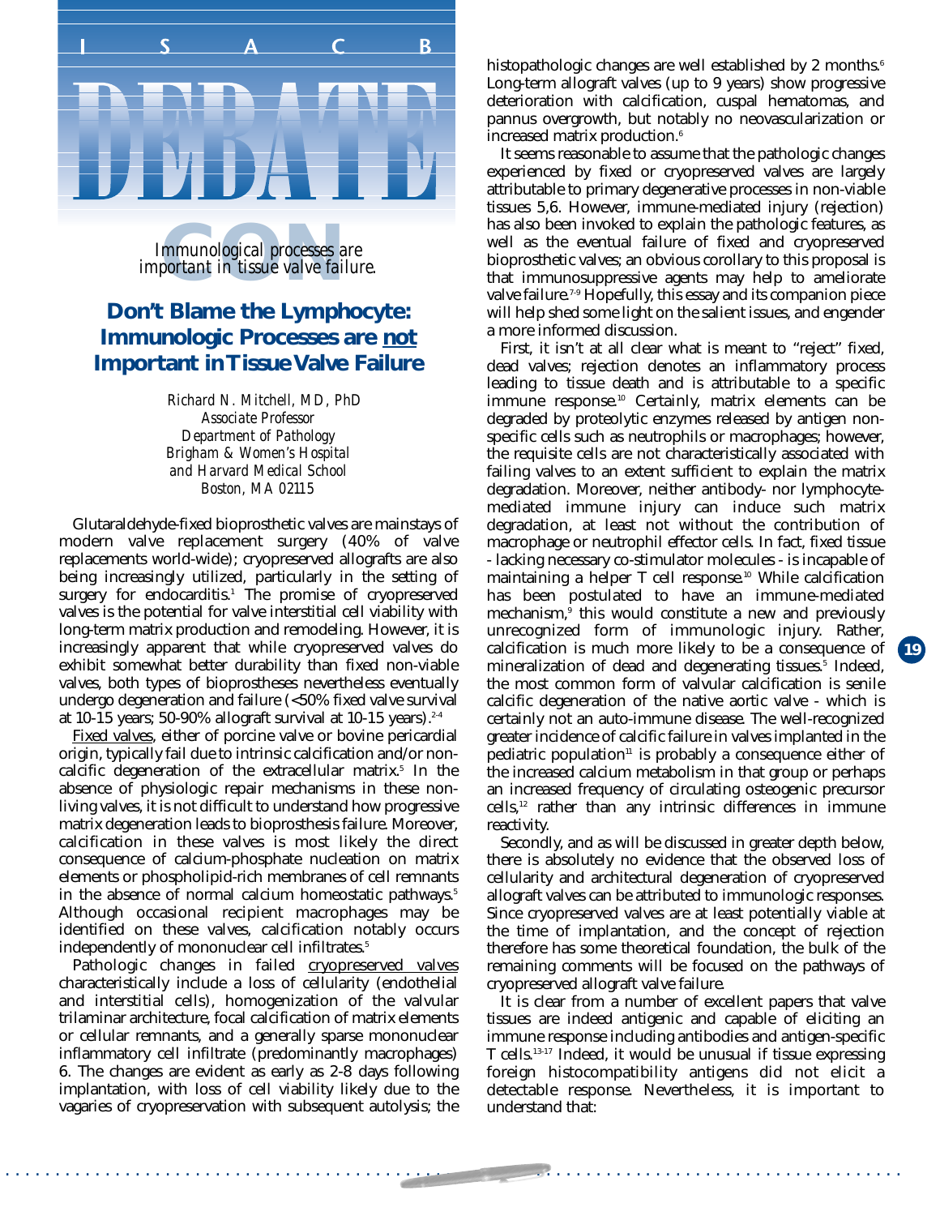I S A C B

# DEBATE

CON

*Immunological processes are important in tissue valve failure.*

## Don't Blame the Lymphocyte: Immunologic Processes are not Important in Tissue Valve Failure

*Richard N. Mitchell, MD, PhD*
*Associate Professor*
*Department of Pathology*
*Brigham & Women's Hospital*
*and Harvard Medical School*
*Boston, MA 02115*

Glutaraldehyde-fixed bioprosthetic valves are mainstays of modern valve replacement surgery (40% of valve replacements world-wide); cryopreserved allografts are also being increasingly utilized, particularly in the setting of surgery for endocarditis.[1] The promise of cryopreserved valves is the potential for valve interstitial cell viability with long-term matrix production and remodeling. However, it is increasingly apparent that while cryopreserved valves do exhibit somewhat better durability than fixed non-viable valves, both types of bioprostheses nevertheless eventually undergo degeneration and failure (<50% fixed valve survival at 10-15 years; 50-90% allograft survival at 10-15 years).[2-4]

Fixed valves, either of porcine valve or bovine pericardial origin, typically fail due to intrinsic calcification and/or non-calcific degeneration of the extracellular matrix.[5] In the absence of physiologic repair mechanisms in these non-living valves, it is not difficult to understand how progressive matrix degeneration leads to bioprosthesis failure. Moreover, calcification in these valves is most likely the direct consequence of calcium-phosphate nucleation on matrix elements or phospholipid-rich membranes of cell remnants in the absence of normal calcium homeostatic pathways.[5] Although occasional recipient macrophages may be identified on these valves, calcification notably occurs independently of mononuclear cell infiltrates.[5]

Pathologic changes in failed cryopreserved valves characteristically include a loss of cellularity (endothelial and interstitial cells), homogenization of the valvular trilaminar architecture, focal calcification of matrix elements or cellular remnants, and a generally sparse mononuclear inflammatory cell infiltrate (predominantly macrophages) 6. The changes are evident as early as 2-8 days following implantation, with loss of cell viability likely due to the vagaries of cryopreservation with subsequent autolysis; the histopathologic changes are well established by 2 months.[6] Long-term allograft valves (up to 9 years) show progressive deterioration with calcification, cuspal hematomas, and pannus overgrowth, but notably no neovascularization or increased matrix production.[6]

It seems reasonable to assume that the pathologic changes experienced by fixed or cryopreserved valves are largely attributable to primary degenerative processes in non-viable tissues 5,6. However, immune-mediated injury (rejection) has also been invoked to explain the pathologic features, as well as the eventual failure of fixed and cryopreserved bioprosthetic valves; an obvious corollary to this proposal is that immunosuppressive agents may help to ameliorate valve failure.[7-9] Hopefully, this essay and its companion piece will help shed some light on the salient issues, and engender a more informed discussion.

First, it isn't at all clear what is meant to "reject" fixed, dead valves; rejection denotes an inflammatory process leading to tissue death and is attributable to a specific immune response.[10] Certainly, matrix elements can be degraded by proteolytic enzymes released by antigen non-specific cells such as neutrophils or macrophages; however, the requisite cells are not characteristically associated with failing valves to an extent sufficient to explain the matrix degradation. Moreover, neither antibody- nor lymphocyte-mediated immune injury can induce such matrix degradation, at least not without the contribution of macrophage or neutrophil effector cells. In fact, fixed tissue - lacking necessary co-stimulator molecules - is incapable of maintaining a helper T cell response.[10] While calcification has been postulated to have an immune-mediated mechanism,[9] this would constitute a new and previously unrecognized form of immunologic injury. Rather, calcification is much more likely to be a consequence of mineralization of dead and degenerating tissues.[5] Indeed, the most common form of valvular calcification is senile calcific degeneration of the native aortic valve - which is certainly not an auto-immune disease. The well-recognized greater incidence of calcific failure in valves implanted in the pediatric population[11] is probably a consequence either of the increased calcium metabolism in that group or perhaps an increased frequency of circulating osteogenic precursor cells,[12] rather than any intrinsic differences in immune reactivity.

Secondly, and as will be discussed in greater depth below, there is absolutely no evidence that the observed loss of cellularity and architectural degeneration of cryopreserved allograft valves can be attributed to immunologic responses. Since cryopreserved valves are at least potentially viable at the time of implantation, and the concept of rejection therefore has some theoretical foundation, the bulk of the remaining comments will be focused on the pathways of cryopreserved allograft valve failure.

It is clear from a number of excellent papers that valve tissues are indeed antigenic and capable of eliciting an immune response including antibodies and antigen-specific T cells.[13-17] Indeed, it would be unusual if tissue expressing foreign histocompatibility antigens did not elicit a detectable response. Nevertheless, it is important to understand that: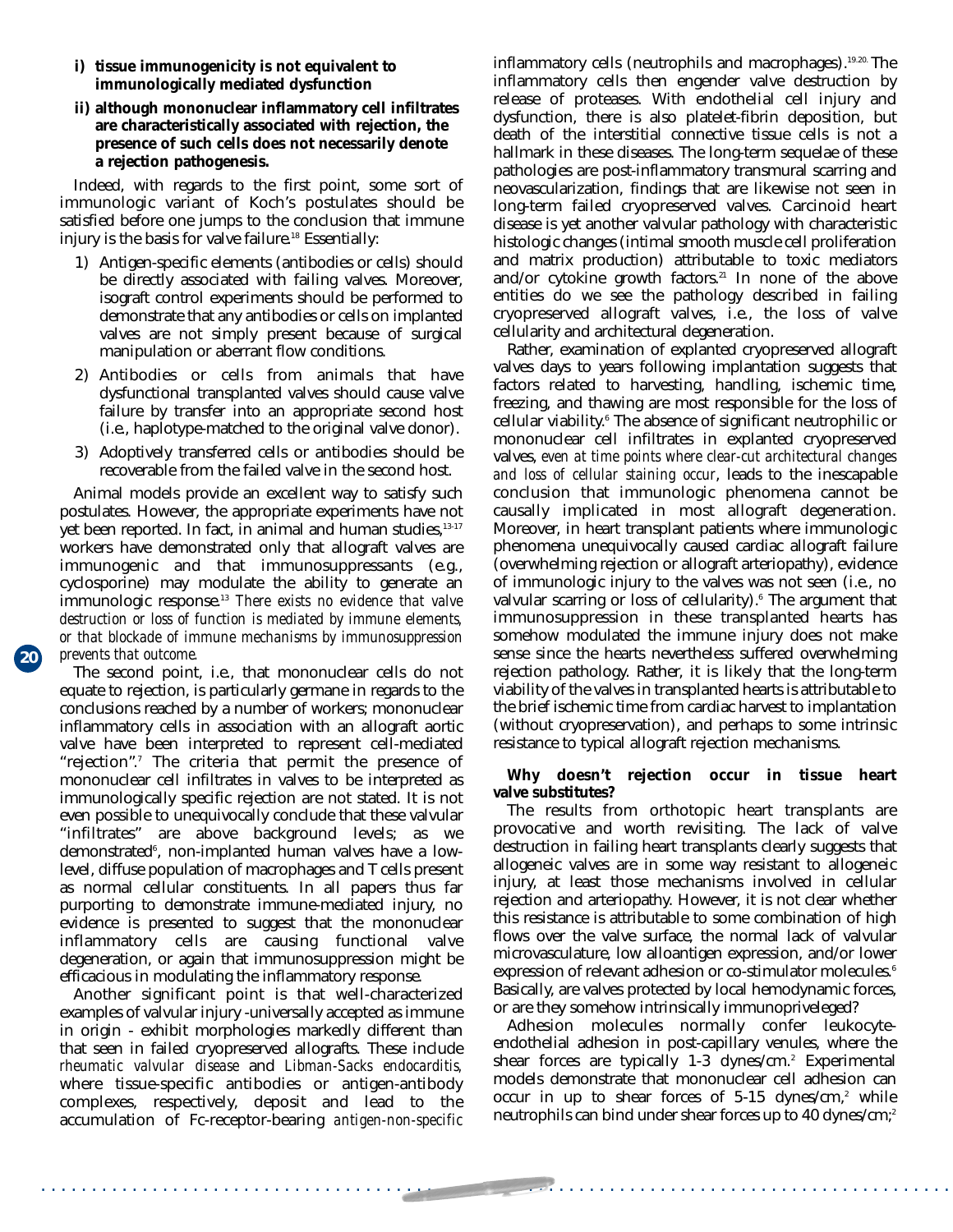**i) tissue immunogenicity is not equivalent to immunologically mediated dysfunction**

**ii) although mononuclear inflammatory cell infiltrates are characteristically associated with rejection, the presence of such cells does not necessarily denote a rejection pathogenesis.**

Indeed, with regards to the first point, some sort of immunologic variant of Koch's postulates should be satisfied before one jumps to the conclusion that immune injury is the basis for valve failure.[18] Essentially:

1) Antigen-specific elements (antibodies or cells) should be directly associated with failing valves. Moreover, isograft control experiments should be performed to demonstrate that any antibodies or cells on implanted valves are not simply present because of surgical manipulation or aberrant flow conditions.
2) Antibodies or cells from animals that have dysfunctional transplanted valves should cause valve failure by transfer into an appropriate second host (i.e., haplotype-matched to the original valve donor).
3) Adoptively transferred cells or antibodies should be recoverable from the failed valve in the second host.

Animal models provide an excellent way to satisfy such postulates. However, the appropriate experiments have not yet been reported. In fact, in animal and human studies,[13-17] workers have demonstrated only that allograft valves are immunogenic and that immunosuppressants (e.g., cyclosporine) may modulate the ability to generate an immunologic response.[13] *There exists no evidence that valve destruction or loss of function is mediated by immune elements, or that blockade of immune mechanisms by immunosuppression prevents that outcome.*

The second point, i.e., that mononuclear cells do not equate to rejection, is particularly germane in regards to the conclusions reached by a number of workers; mononuclear inflammatory cells in association with an allograft aortic valve have been interpreted to represent cell-mediated "rejection".[7] The criteria that permit the presence of mononuclear cell infiltrates in valves to be interpreted as immunologically specific rejection are not stated. It is not even possible to unequivocally conclude that these valvular "infiltrates" are above background levels; as we demonstrated[6], non-implanted human valves have a low-level, diffuse population of macrophages and T cells present as normal cellular constituents. In all papers thus far purporting to demonstrate immune-mediated injury, no evidence is presented to suggest that the mononuclear inflammatory cells are causing functional valve degeneration, or again that immunosuppression might be efficacious in modulating the inflammatory response.

Another significant point is that well-characterized examples of valvular injury -universally accepted as immune in origin - exhibit morphologies markedly different than that seen in failed cryopreserved allografts. These include *rheumatic valvular disease* and *Libman-Sacks endocarditis*, where tissue-specific antibodies or antigen-antibody complexes, respectively, deposit and lead to the accumulation of Fc-receptor-bearing *antigen-non-specific* inflammatory cells (neutrophils and macrophages).[19,20] The inflammatory cells then engender valve destruction by release of proteases. With endothelial cell injury and dysfunction, there is also platelet-fibrin deposition, but death of the interstitial connective tissue cells is not a hallmark in these diseases. The long-term sequelae of these pathologies are post-inflammatory transmural scarring and neovascularization, findings that are likewise not seen in long-term failed cryopreserved valves. Carcinoid heart disease is yet another valvular pathology with characteristic histologic changes (intimal smooth muscle cell proliferation and matrix production) attributable to toxic mediators and/or cytokine growth factors.[21] In none of the above entities do we see the pathology described in failing cryopreserved allograft valves, i.e., the loss of valve cellularity and architectural degeneration.

Rather, examination of explanted cryopreserved allograft valves days to years following implantation suggests that factors related to harvesting, handling, ischemic time, freezing, and thawing are most responsible for the loss of cellular viability.[6] The absence of significant neutrophilic or mononuclear cell infiltrates in explanted cryopreserved valves, *even at time points where clear-cut architectural changes and loss of cellular staining occur*, leads to the inescapable conclusion that immunologic phenomena cannot be causally implicated in most allograft degeneration. Moreover, in heart transplant patients where immunologic phenomena unequivocally caused cardiac allograft failure (overwhelming rejection or allograft arteriopathy), evidence of immunologic injury to the valves was not seen (i.e., no valvular scarring or loss of cellularity).[6] The argument that immunosuppression in these transplanted hearts has somehow modulated the immune injury does not make sense since the hearts nevertheless suffered overwhelming rejection pathology. Rather, it is likely that the long-term viability of the valves in transplanted hearts is attributable to the brief ischemic time from cardiac harvest to implantation (without cryopreservation), and perhaps to some intrinsic resistance to typical allograft rejection mechanisms.

**Why doesn't rejection occur in tissue heart valve substitutes?**

The results from orthotopic heart transplants are provocative and worth revisiting. The lack of valve destruction in failing heart transplants clearly suggests that allogeneic valves are in some way resistant to allogeneic injury, at least those mechanisms involved in cellular rejection and arteriopathy. However, it is not clear whether this resistance is attributable to some combination of high flows over the valve surface, the normal lack of valvular microvasculature, low alloantigen expression, and/or lower expression of relevant adhesion or co-stimulator molecules.[6] Basically, are valves protected by local hemodynamic forces, or are they somehow intrinsically immunopriveleged?

Adhesion molecules normally confer leukocyte-endothelial adhesion in post-capillary venules, where the shear forces are typically 1-3 dynes/cm.[2] Experimental models demonstrate that mononuclear cell adhesion can occur in up to shear forces of 5-15 dynes/cm,[2] while neutrophils can bind under shear forces up to 40 dynes/cm;[2]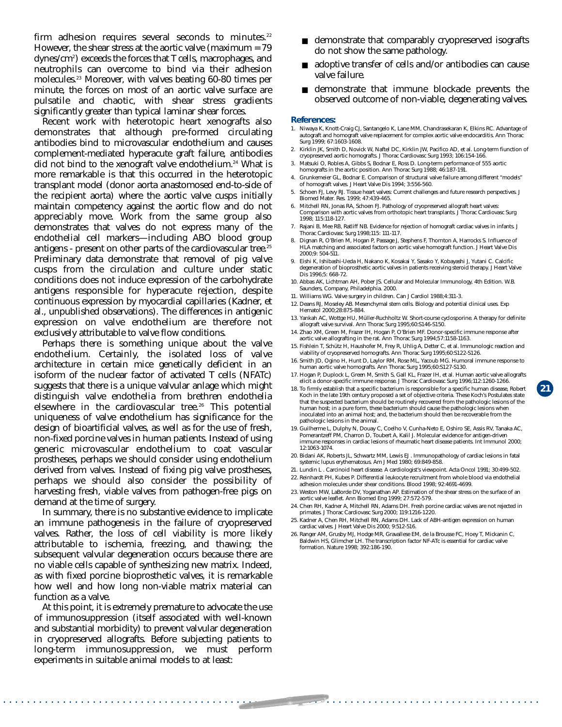firm adhesion requires several seconds to minutes.[22] However, the shear stress at the aortic valve (maximum = 79 dynes/cm$^2$) exceeds the forces that T cells, macrophages, and neutrophils can overcome to bind via their adhesion molecules.[23] Moreover, with valves beating 60-80 times per minute, the forces on most of an aortic valve surface are pulsatile and chaotic, with shear stress gradients significantly greater than typical laminar shear forces.

Recent work with heterotopic heart xenografts also demonstrates that although pre-formed circulating antibodies bind to microvascular endothelium and causes complement-mediated hyperacute graft failure, antibodies did not bind to the xenograft valve endothelium.[24] What is more remarkable is that this occurred in the heterotopic transplant model (donor aorta anastomosed end-to-side of the recipient aorta) where the aortic valve cusps initially maintain competency against the aortic flow and do not appreciably move. Work from the same group also demonstrates that valves do not express many of the endothelial cell markers—including ABO blood group antigens - present on other parts of the cardiovascular tree.[25] Preliminary data demonstrate that removal of pig valve cusps from the circulation and culture under static conditions does not induce expression of the carbohydrate antigens responsible for hyperacute rejection, despite continuous expression by myocardial capillaries (Kadner, et al., unpublished observations). The differences in antigenic expression on valve endothelium are therefore not exclusively attributable to valve flow conditions.

Perhaps there is something unique about the valve endothelium. Certainly, the isolated loss of valve architecture in certain mice genetically deficient in an isoform of the nuclear factor of activated T cells (NFATc) suggests that there is a unique valvular anlage which might distinguish valve endothelia from brethren endothelia elsewhere in the cardiovascular tree.[26] This potential uniqueness of valve endothelium has significance for the design of bioartificial valves, as well as for the use of fresh, non-fixed porcine valves in human patients. Instead of using generic microvascular endothelium to coat vascular prostheses, perhaps we should consider using endothelium derived from valves. Instead of fixing pig valve prostheses, perhaps we should also consider the possibility of harvesting fresh, viable valves from pathogen-free pigs on demand at the time of surgery.

In summary, there is no substantive evidence to implicate an immune pathogenesis in the failure of cryopreserved valves. Rather, the loss of cell viability is more likely attributable to ischemia, freezing, and thawing; the subsequent valvular degeneration occurs because there are no viable cells capable of synthesizing new matrix. Indeed, as with fixed porcine bioprosthetic valves, it is remarkable how well and how long non-viable matrix material can function as a valve.

At this point, it is extremely premature to advocate the use of immunosuppression (itself associated with well-known and substantial morbidity) to prevent valvular degeneration in cryopreserved allografts. Before subjecting patients to long-term immunosuppression, we must perform experiments in suitable animal models to at least:

- demonstrate that comparably cryopreserved isografts do not show the same pathology.
- adoptive transfer of cells and/or antibodies can cause valve failure.
- demonstrate that immune blockade prevents the observed outcome of non-viable, degenerating valves.

### References:

1. Niwaya K, Knott-Craig CJ, Santangelo K, Lane MM, Chandrasekaran K, Elkins RC. Advantage of autograft and homograft valve replacement for complex aortic valve endocarditis. Ann Thorac Surg 1999; 67:1603-1608.
2. Kirklin JK, Smith D, Novick W, Naftel DC, Kirklin JW, Pacifico AD, et al. Long-term fiunction of cryopreserved aortic homografts. J Thorac Cardiovasc Surg 1993; 106:154-166.
3. Matsuki O, Robles A, Gibbs S, Bodnar E, Ross D. Long-term performance of 555 aortic homografts in the aortic position. Ann Thorac Surg 1988; 46:187-191.
4. Grunkemeier GL, Bodnar E. Comparison of structural valve failure among different "models" of homograft valves. J Heart Valve Dis 1994; 3:556-560.
5. Schoen FJ, Levy RJ. Tissue heart valves: Current challenges and future research perspectives. J Biomed Mater. Res. 1999; 47:439-465.
6. Mitchell RN, Jonas RA, Schoen FJ. Pathology of cryopreserved allograft heart valves: Comparison with aortic valves from orthotopic heart transplants. J Thorac Cardiovasc Surg 1998; 115:118-127.
7. Rajani B, Mee RB, Ratliff NB. Evidence for rejection of homograft cardiac valves in infants. J Thorac Cardiovasc Surg 1998;115: 111-117.
8. Dignan R, O'Brien M, Hogan P, Passage J, Stephens F, Thornton A, Harrocks S. Influence of HLA matching and associated factors on aortic valve homograft function. J Heart Valve Dis 2000;9: 504-511.
9. Eishi K, Ishibashi-Ueda H, Nakano K, Kosakai Y, Sasako Y, Kobayashi J, Yutani C. Calcific degeneration of bioprosthetic aortic valves in patients receiving steroid therapy. J Heart Valve Dis 1996;5: 668-72.
10. Abbas AK, Lichtman AH, Pober JS. Cellular and Molecular Immunology, 4th Edition. W.B. Saunders, Company, Philadelphia. 2000.
11. Williams WG. Valve surgery in children. Can J Cardiol 1988;4:311-3.
12. Deans RJ, Moseley AB. Mesenchymal stem cells. Biology and potential clinical uses. Exp Hematol 2000;28:875-884.
13. Yankah AC, Wottge HU, Müller-Ruchholtz W. Short-course cyclosporine. A therapy for definite allograft valve survival. Ann Thorac Surg 1995;60:S146-S150.
14. Zhao XM, Green M, Frazer IH, Hogan P, O'Brien MF. Donor-specific immune response after aortic valve allografting in the rat. Ann Thorac Surg 1994;57:1158-1163.
15. Fishlein T, Schütz H, Haushofer M, Frey R, Uhlig A, Detter C, et al. Immunologic reaction and viability of cryopreserved homografts. Ann Thorac Surg 1995;60:S122-S126.
16. Smith JD, Ogino H, Hunt D, Laylor RM, Rose ML, Yacoub MG. Humoral immune response to human aortic valve homografts. Ann Thorac Surg 1995;60:S127-S130.
17. Hogan P, Duplock L, Green M, Smith S, Gall KL, Frazer IH, et al. Human aortic valve allografts elicit a donor-specific immune response. J Thorac Cardiovasc Surg 1996;112:1260-1266.
18. To firmly establish that a specific bacterium is responsible for a specific human disease, Robert Koch in the late 19th century proposed a set of objective criteria. These Koch's Postulates state that the suspected bacterium should be routinely recovered from the pathologic lesions of the human host; in a pure form, these bacterium should cause the pathologic lesions when inoculated into an animal host; and, the bacterium should then be recoverable from the pathologic lesions in the animal.
19. Guilherme L, Dulphy N, Douay C, Coelho V, Cunha-Neto E, Oshiro SE, Assis RV, Tanaka AC, Pomerantzeff PM, Charron D, Toubert A, Kalil J. Molecular evidence for antigen-driven immune responses in cardiac lesions of rheumatic heart disease patients. Int Immunol 2000; 12:1063-1074.
20. Bidani AK, Roberts JL, Schwartz MM, Lewis EJ . Immunopathology of cardiac lesions in fatal systemic lupus erythematosus. Am J Med 1980; 69:849-858.
21. Lundin L . Carcinoid heart disease. A cardiologist's viewpoint. Acta Oncol 1991; 30:499-502.
22. Reinhardt PH, Kubes P. Differential leukocyte recruitment from whole blood via endothelial adhesion molecules under shear conditions. Blood 1998; 92:4691-4699.
23. Weston MW, LaBorde DV, Yoganathan AP. Estimation of the shear stress on the surface of an aortic valve leaflet. Ann Biomed Eng 1999; 27:572-579.
24. Chen RH, Kadner A, Mitchell RN, Adams DH. Fresh porcine cardiac valves are not rejected in primates. J Thorac Cardiovasc Surg 2000; 119:1216-1220.
25. Kadner A, Chen RH, Mitchell RN, Adams DH. Lack of ABH-antigen expression on human cardiac valves. J Heart Valve Dis 2000; 9:512-516.
26. Ranger AM, Grusby MJ, Hodge MR, Gravallese EM, de la Brousse FC, Hoey T, Mickanin C, Baldwin HS, Glimcher LH. The transcription factor NF-ATc is essential for cardiac valve formation. Nature 1998; 392:186-190.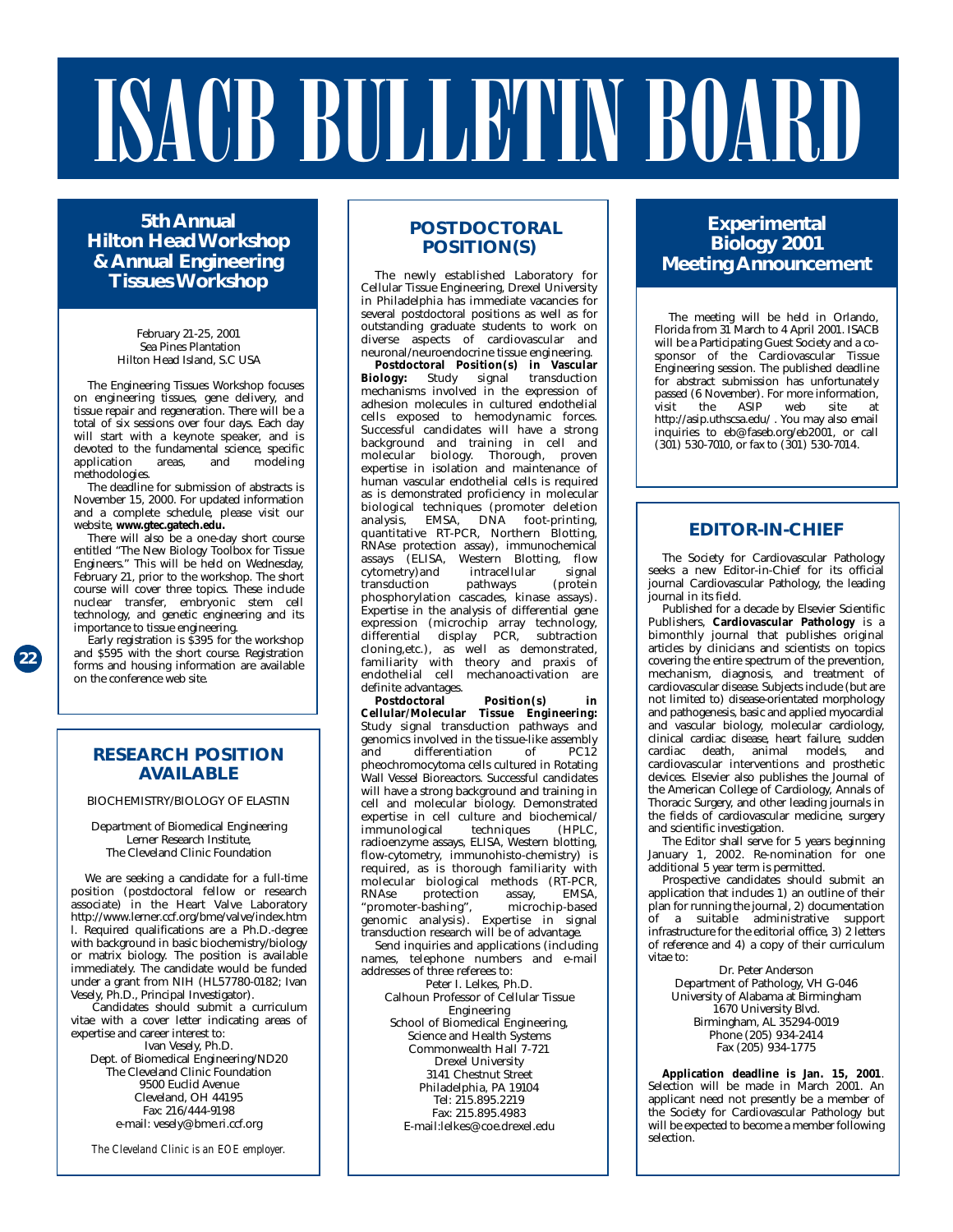# ISACB BULLETIN BOARD

## 5th Annual Hilton Head Workshop & Annual Engineering Tissues Workshop

February 21-25, 2001
Sea Pines Plantation
Hilton Head Island, S.C USA

The Engineering Tissues Workshop focuses on engineering tissues, gene delivery, and tissue repair and regeneration. There will be a total of six sessions over four days. Each day will start with a keynote speaker, and is devoted to the fundamental science, specific application areas, and modeling methodologies.

The deadline for submission of abstracts is November 15, 2000. For updated information and a complete schedule, please visit our website, **www.gtec.gatech.edu.**

There will also be a one-day short course entitled "The New Biology Toolbox for Tissue Engineers." This will be held on Wednesday, February 21, prior to the workshop. The short course will cover three topics. These include nuclear transfer, embryonic stem cell technology, and genetic engineering and its importance to tissue engineering.

Early registration is $395 for the workshop and $595 with the short course. Registration forms and housing information are available on the conference web site.

## RESEARCH POSITION AVAILABLE

BIOCHEMISTRY/BIOLOGY OF ELASTIN

Department of Biomedical Engineering
Lerner Research Institute,
The Cleveland Clinic Foundation

We are seeking a candidate for a full-time position (postdoctoral fellow or research associate) in the Heart Valve Laboratory http://www.lerner.ccf.org/bme/valve/index.html. Required qualifications are a Ph.D.-degree with background in basic biochemistry/biology or matrix biology. The position is available immediately. The candidate would be funded under a grant from NIH (HL57780-0182; Ivan Vesely, Ph.D., Principal Investigator).

Candidates should submit a curriculum vitae with a cover letter indicating areas of expertise and career interest to:

Ivan Vesely, Ph.D.
Dept. of Biomedical Engineering/ND20
The Cleveland Clinic Foundation
9500 Euclid Avenue
Cleveland, OH 44195
Fax: 216/444-9198
e-mail: vesely@bme.ri.ccf.org

*The Cleveland Clinic is an EOE employer.*

## POSTDOCTORAL POSITION(S)

The newly established Laboratory for Cellular Tissue Engineering, Drexel University in Philadelphia has immediate vacancies for several postdoctoral positions as well as for outstanding graduate students to work on diverse aspects of cardiovascular and neuronal/neuroendocrine tissue engineering.

**Postdoctoral Position(s) in Vascular Biology:** Study signal transduction mechanisms involved in the expression of adhesion molecules in cultured endothelial cells exposed to hemodynamic forces. Successful candidates will have a strong background and training in cell and molecular biology. Thorough, proven expertise in isolation and maintenance of human vascular endothelial cells is required as is demonstrated proficiency in molecular biological techniques (promoter deletion analysis, EMSA, DNA foot-printing, quantitative RT-PCR, Northern Blotting, RNAse protection assay), immunochemical assays (ELISA, Western Blotting, flow cytometry)and intracellular signal transduction pathways (protein phosphorylation cascades, kinase assays). Expertise in the analysis of differential gene expression (microchip array technology, differential display PCR, subtraction cloning,etc.), as well as demonstrated, familiarity with theory and praxis of endothelial cell mechanoactivation are definite advantages.

**Postdoctoral Position(s) in Cellular/Molecular Tissue Engineering:** Study signal transduction pathways and genomics involved in the tissue-like assembly and differentiation of PC12 pheochromocytoma cells cultured in Rotating Wall Vessel Bioreactors. Successful candidates will have a strong background and training in cell and molecular biology. Demonstrated expertise in cell culture and biochemical/immunological techniques (HPLC, radioenzyme assays, ELISA, Western blotting, flow-cytometry, immunohisto-chemistry) is required, as is thorough familiarity with molecular biological methods (RT-PCR, RNAse protection assay, EMSA, "promoter-bashing", microchip-based genomic analysis). Expertise in signal transduction research will be of advantage.

Send inquiries and applications (including names, telephone numbers and e-mail addresses of three referees to:

Peter I. Lelkes, Ph.D.
Calhoun Professor of Cellular Tissue Engineering
School of Biomedical Engineering, Science and Health Systems
Commonwealth Hall 7-721
Drexel University
3141 Chestnut Street
Philadelphia, PA 19104
Tel: 215.895.2219
Fax: 215.895.4983
E-mail:lelkes@coe.drexel.edu

## Experimental Biology 2001 Meeting Announcement

The meeting will be held in Orlando, Florida from 31 March to 4 April 2001. ISACB will be a Participating Guest Society and a co-sponsor of the Cardiovascular Tissue Engineering session. The published deadline for abstract submission has unfortunately passed (6 November). For more information, visit the ASIP web site at http://asip.uthscsa.edu/ . You may also email inquiries to eb@faseb.org/eb2001, or call (301) 530-7010, or fax to (301) 530-7014.

## EDITOR-IN-CHIEF

The Society for Cardiovascular Pathology seeks a new Editor-in-Chief for its official journal Cardiovascular Pathology, the leading journal in its field.

Published for a decade by Elsevier Scientific Publishers, **Cardiovascular Pathology** is a bimonthly journal that publishes original articles by clinicians and scientists on topics covering the entire spectrum of the prevention, mechanism, diagnosis, and treatment of cardiovascular disease. Subjects include (but are not limited to) disease-orientated morphology and pathogenesis, basic and applied myocardial and vascular biology, molecular cardiology, clinical cardiac disease, heart failure, sudden cardiac death, animal models, and cardiovascular interventions and prosthetic devices. Elsevier also publishes the Journal of the American College of Cardiology, Annals of Thoracic Surgery, and other leading journals in the fields of cardiovascular medicine, surgery and scientific investigation.

The Editor shall serve for 5 years beginning January 1, 2002. Re-nomination for one additional 5 year term is permitted.

Prospective candidates should submit an application that includes 1) an outline of their plan for running the journal, 2) documentation of a suitable administrative support infrastructure for the editorial office, 3) 2 letters of reference and 4) a copy of their curriculum vitae to:

Dr. Peter Anderson
Department of Pathology, VH G-046
University of Alabama at Birmingham
1670 University Blvd.
Birmingham, AL 35294-0019
Phone (205) 934-2414
Fax (205) 934-1775

**Application deadline is Jan. 15, 2001**. Selection will be made in March 2001. An applicant need not presently be a member of the Society for Cardiovascular Pathology but will be expected to become a member following selection.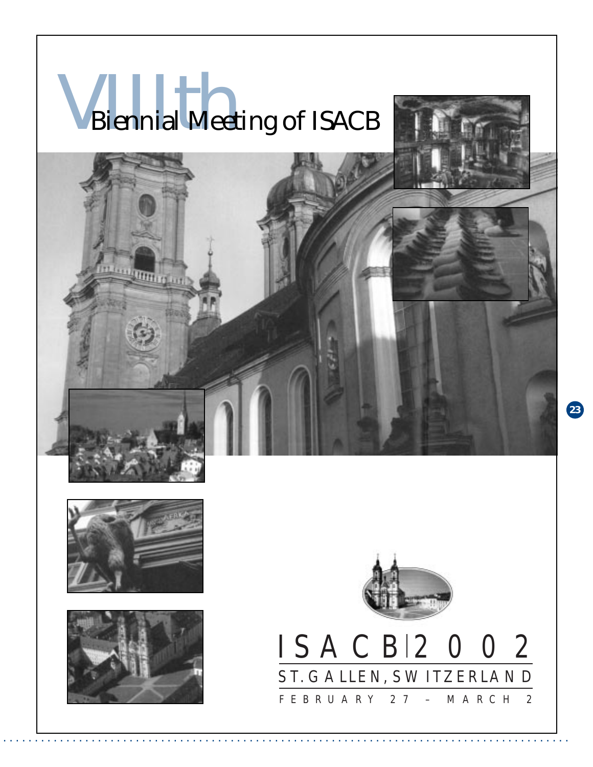# VIIIth Biennial Meeting of ISACB

## ISACB 2002

ST. GALLEN, SWITZERLAND

FEBRUARY 27 – MARCH 2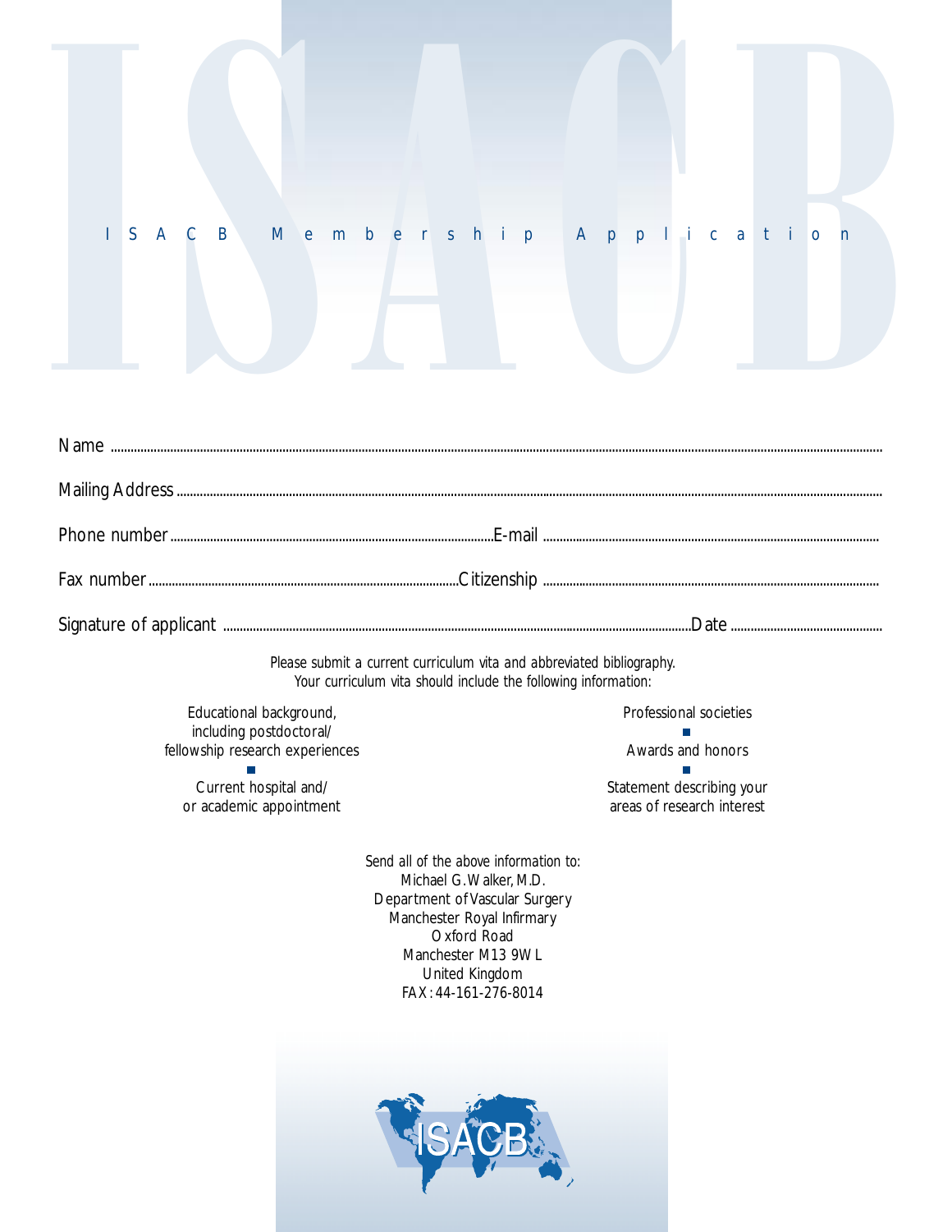# ISACB Membership Application

Name ..............................................................................................................................................................................................................

Mailing Address ...............................................................................................................................................................................................

Phone number .................................................................................................. E-mail ..........................................................................................................

Fax number ...................................................................................................... Citizenship ..................................................................................................

Signature of applicant ........................................................................................................................................ Date ...............................................

*Please submit a current curriculum vita and abbreviated bibliography.*
*Your curriculum vita should include the following information:*

- Educational background, including postdoctoral/fellowship research experiences
- Current hospital and/or academic appointment
- Professional societies
- Awards and honors
- Statement describing your areas of research interest

*Send all of the above information to:*

Michael G. Walker, M.D.
Department of Vascular Surgery
Manchester Royal Infirmary
Oxford Road
Manchester M13 9WL
United Kingdom
FAX: 44-161-276-8014

ISACB